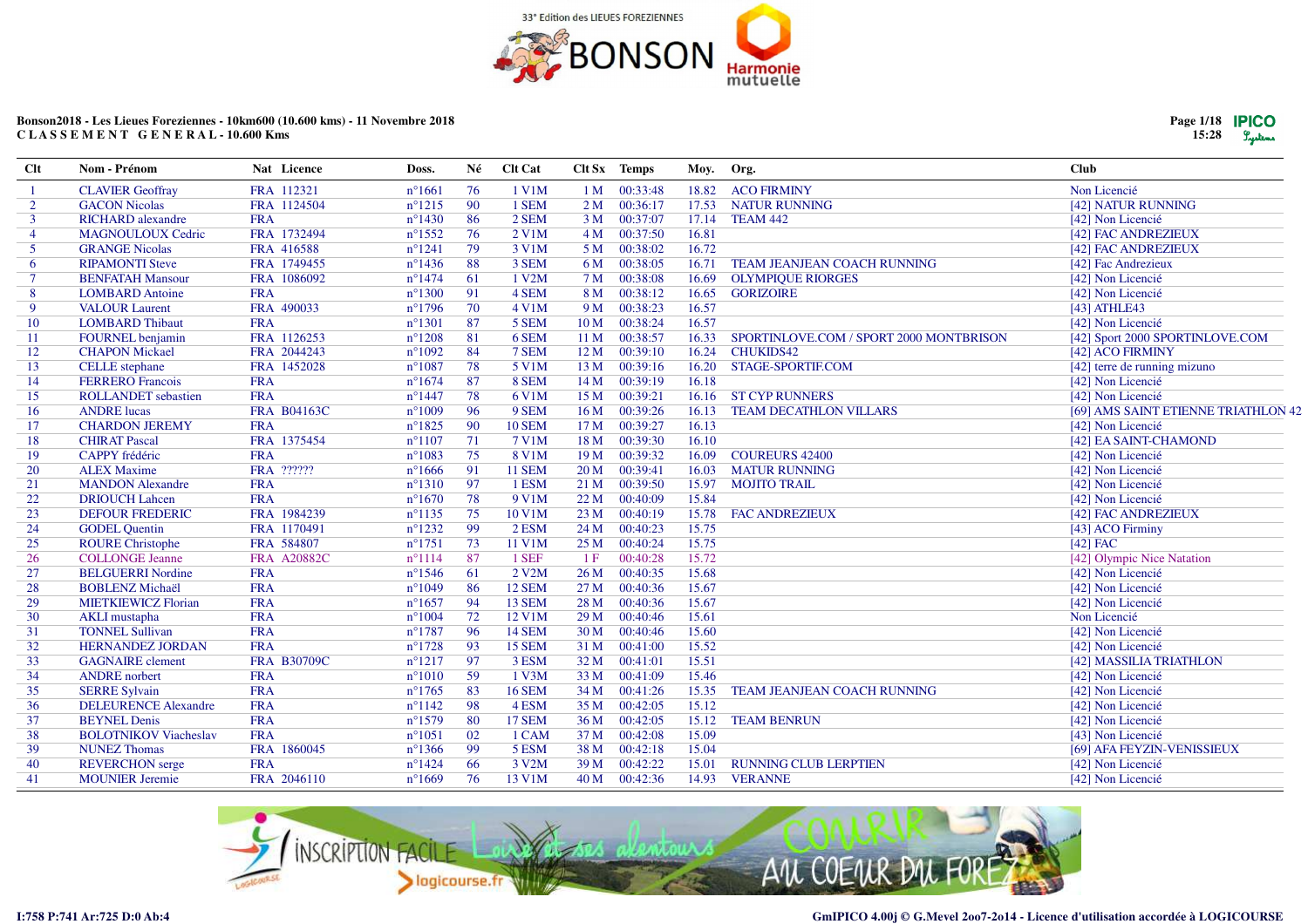33° Edition des LIEUES FOREZIENNES

BONSON

Harmonie mutuelle

**Bonson2018 - Les Lieues Foreziennes - 10km600 (10.600 kms) - 11 Novembre 2018**
**C L A S S E M E N T   G E N E R A L - 10.600 Kms**

| Clt | Nom - Prénom | Nat | Licence | Doss. | Né | Clt Cat | Clt Sx | Temps | Moy. | Org. | Club |
|---|---|---|---|---|---|---|---|---|---|---|---|
| 1 | CLAVIER Geoffray | FRA | 112321 | n°1661 | 76 | 1 V1M | 1 M | 00:33:48 | 18.82 | ACO FIRMINY | Non Licencié |
| 2 | GACON Nicolas | FRA | 1124504 | n°1215 | 90 | 1 SEM | 2 M | 00:36:17 | 17.53 | NATUR RUNNING | [42] NATUR RUNNING |
| 3 | RICHARD alexandre | FRA | | n°1430 | 86 | 2 SEM | 3 M | 00:37:07 | 17.14 | TEAM 442 | [42] Non Licencié |
| 4 | MAGNOULOUX Cedric | FRA | 1732494 | n°1552 | 76 | 2 V1M | 4 M | 00:37:50 | 16.81 | | [42] FAC ANDREZIEUX |
| 5 | GRANGE Nicolas | FRA | 416588 | n°1241 | 79 | 3 V1M | 5 M | 00:38:02 | 16.72 | | [42] FAC ANDREZIEUX |
| 6 | RIPAMONTI Steve | FRA | 1749455 | n°1436 | 88 | 3 SEM | 6 M | 00:38:05 | 16.71 | TEAM JEANJEAN COACH RUNNING | [42] Fac Andrezieux |
| 7 | BENFATAH Mansour | FRA | 1086092 | n°1474 | 61 | 1 V2M | 7 M | 00:38:08 | 16.69 | OLYMPIQUE RIORGES | [42] Non Licencié |
| 8 | LOMBARD Antoine | FRA | | n°1300 | 91 | 4 SEM | 8 M | 00:38:12 | 16.65 | GORIZOIRE | [42] Non Licencié |
| 9 | VALOUR Laurent | FRA | 490033 | n°1796 | 70 | 4 V1M | 9 M | 00:38:23 | 16.57 | | [43] ATHLE43 |
| 10 | LOMBARD Thibaut | FRA | | n°1301 | 87 | 5 SEM | 10 M | 00:38:24 | 16.57 | | [42] Non Licencié |
| 11 | FOURNEL benjamin | FRA | 1126253 | n°1208 | 81 | 6 SEM | 11 M | 00:38:57 | 16.33 | SPORTINLOVE.COM / SPORT 2000 MONTBRISON | [42] Sport 2000 SPORTINLOVE.COM |
| 12 | CHAPON Mickael | FRA | 2044243 | n°1092 | 84 | 7 SEM | 12 M | 00:39:10 | 16.24 | CHUKIDS42 | [42] ACO FIRMINY |
| 13 | CELLE stephane | FRA | 1452028 | n°1087 | 78 | 5 V1M | 13 M | 00:39:16 | 16.20 | STAGE-SPORTIF.COM | [42] terre de running mizuno |
| 14 | FERRERO Francois | FRA | | n°1674 | 87 | 8 SEM | 14 M | 00:39:19 | 16.18 | | [42] Non Licencié |
| 15 | ROLLANDET sebastien | FRA | | n°1447 | 78 | 6 V1M | 15 M | 00:39:21 | 16.16 | ST CYP RUNNERS | [42] Non Licencié |
| 16 | ANDRE lucas | FRA | B04163C | n°1009 | 96 | 9 SEM | 16 M | 00:39:26 | 16.13 | TEAM DECATHLON VILLARS | [69] AMS SAINT ETIENNE TRIATHLON 42 |
| 17 | CHARDON JEREMY | FRA | | n°1825 | 90 | 10 SEM | 17 M | 00:39:27 | 16.13 | | [42] Non Licencié |
| 18 | CHIRAT Pascal | FRA | 1375454 | n°1107 | 71 | 7 V1M | 18 M | 00:39:30 | 16.10 | | [42] EA SAINT-CHAMOND |
| 19 | CAPPY frédéric | FRA | | n°1083 | 75 | 8 V1M | 19 M | 00:39:32 | 16.09 | COUREURS 42400 | [42] Non Licencié |
| 20 | ALEX Maxime | FRA | ?????? | n°1666 | 91 | 11 SEM | 20 M | 00:39:41 | 16.03 | MATUR RUNNING | [42] Non Licencié |
| 21 | MANDON Alexandre | FRA | | n°1310 | 97 | 1 ESM | 21 M | 00:39:50 | 15.97 | MOJITO TRAIL | [42] Non Licencié |
| 22 | DRIOUCH Lahcen | FRA | | n°1670 | 78 | 9 V1M | 22 M | 00:40:09 | 15.84 | | [42] Non Licencié |
| 23 | DEFOUR FREDERIC | FRA | 1984239 | n°1135 | 75 | 10 V1M | 23 M | 00:40:19 | 15.78 | FAC ANDREZIEUX | [42] FAC ANDREZIEUX |
| 24 | GODEL Quentin | FRA | 1170491 | n°1232 | 99 | 2 ESM | 24 M | 00:40:23 | 15.75 | | [43] ACO Firminy |
| 25 | ROURE Christophe | FRA | 584807 | n°1751 | 73 | 11 V1M | 25 M | 00:40:24 | 15.75 | | [42] FAC |
| 26 | COLLONGE Jeanne | FRA | A20882C | n°1114 | 87 | 1 SEF | 1 F | 00:40:28 | 15.72 | | [42] Olympic Nice Natation |
| 27 | BELGUERRI Nordine | FRA | | n°1546 | 61 | 2 V2M | 26 M | 00:40:35 | 15.68 | | [42] Non Licencié |
| 28 | BOBLENZ Michaël | FRA | | n°1049 | 86 | 12 SEM | 27 M | 00:40:36 | 15.67 | | [42] Non Licencié |
| 29 | MIETKIEWICZ Florian | FRA | | n°1657 | 94 | 13 SEM | 28 M | 00:40:36 | 15.67 | | [42] Non Licencié |
| 30 | AKLI mustapha | FRA | | n°1004 | 72 | 12 V1M | 29 M | 00:40:46 | 15.61 | | Non Licencié |
| 31 | TONNEL Sullivan | FRA | | n°1787 | 96 | 14 SEM | 30 M | 00:40:46 | 15.60 | | [42] Non Licencié |
| 32 | HERNANDEZ JORDAN | FRA | | n°1728 | 93 | 15 SEM | 31 M | 00:41:00 | 15.52 | | [42] Non Licencié |
| 33 | GAGNAIRE clement | FRA | B30709C | n°1217 | 97 | 3 ESM | 32 M | 00:41:01 | 15.51 | | [42] MASSILIA TRIATHLON |
| 34 | ANDRE norbert | FRA | | n°1010 | 59 | 1 V3M | 33 M | 00:41:09 | 15.46 | | [42] Non Licencié |
| 35 | SERRE Sylvain | FRA | | n°1765 | 83 | 16 SEM | 34 M | 00:41:26 | 15.35 | TEAM JEANJEAN COACH RUNNING | [42] Non Licencié |
| 36 | DELEURENCE Alexandre | FRA | | n°1142 | 98 | 4 ESM | 35 M | 00:42:05 | 15.12 | | [42] Non Licencié |
| 37 | BEYNEL Denis | FRA | | n°1579 | 80 | 17 SEM | 36 M | 00:42:05 | 15.12 | TEAM BENRUN | [42] Non Licencié |
| 38 | BOLOTNIKOV Viacheslav | FRA | | n°1051 | 02 | 1 CAM | 37 M | 00:42:08 | 15.09 | | [43] Non Licencié |
| 39 | NUNEZ Thomas | FRA | 1860045 | n°1366 | 99 | 5 ESM | 38 M | 00:42:18 | 15.04 | | [69] AFA FEYZIN-VENISSIEUX |
| 40 | REVERCHON serge | FRA | | n°1424 | 66 | 3 V2M | 39 M | 00:42:22 | 15.01 | RUNNING CLUB LERPTIEN | [42] Non Licencié |
| 41 | MOUNIER Jeremie | FRA | 2046110 | n°1669 | 76 | 13 V1M | 40 M | 00:42:36 | 14.93 | VERANNE | [42] Non Licencié |

INSCRIPTION FACILE Loire et ses alentours logicourse.fr COURIR AU COEUR DU FOREZ

I:758 P:741 Ar:725 D:0 Ab:4

GmIPICO 4.00j © G.Mevel 2oo7-2o14 - Licence d'utilisation accordée à LOGICOURSE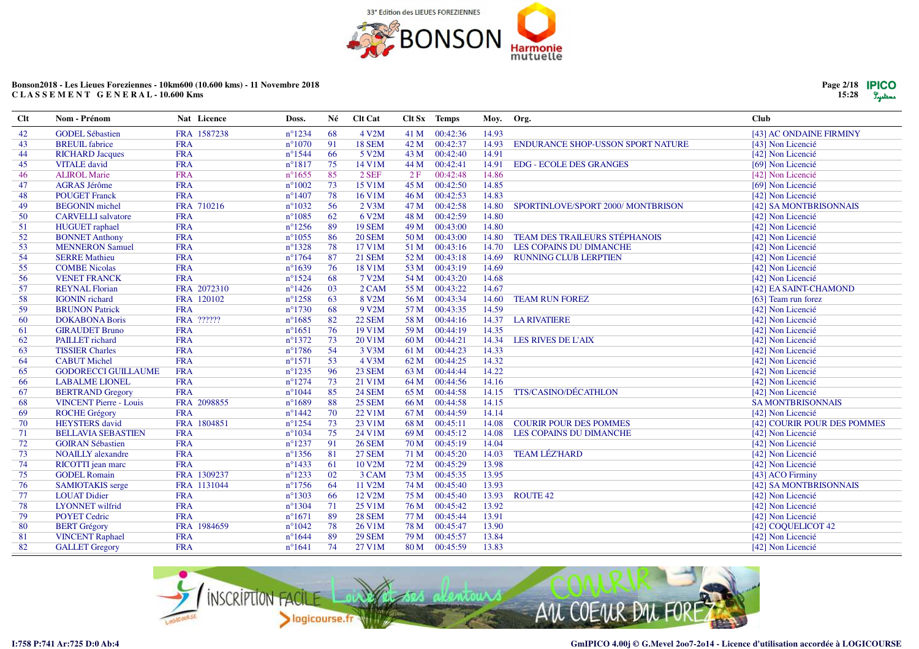# Bonson2018 - Les Lieues Foreziennes - 10km600 (10.600 kms) - 11 Novembre 2018

## C L A S S E M E N T   G E N E R A L - 10.600 Kms

| Clt | Nom - Prénom | Nat | Licence | Doss. | Né | Clt Cat | Clt Sx | Temps | Moy. | Org. | Club |
|---|---|---|---|---|---|---|---|---|---|---|---|
| 42 | GODEL Sébastien | FRA | 1587238 | n°1234 | 68 | 4 V2M | 41 M | 00:42:36 | 14.93 | | [43] AC ONDAINE FIRMINY |
| 43 | BREUIL fabrice | FRA | | n°1070 | 91 | 18 SEM | 42 M | 00:42:37 | 14.93 | ENDURANCE SHOP-USSON SPORT NATURE | [43] Non Licencié |
| 44 | RICHARD Jacques | FRA | | n°1544 | 66 | 5 V2M | 43 M | 00:42:40 | 14.91 | | [42] Non Licencié |
| 45 | VITALE david | FRA | | n°1817 | 75 | 14 V1M | 44 M | 00:42:41 | 14.91 | EDG - ECOLE DES GRANGES | [69] Non Licencié |
| 46 | ALIROL Marie | FRA | | n°1655 | 85 | 2 SEF | 2 F | 00:42:48 | 14.86 | | [42] Non Licencié |
| 47 | AGRAS Jérôme | FRA | | n°1002 | 73 | 15 V1M | 45 M | 00:42:50 | 14.85 | | [69] Non Licencié |
| 48 | POUGET Franck | FRA | | n°1407 | 78 | 16 V1M | 46 M | 00:42:53 | 14.83 | | [42] Non Licencié |
| 49 | BEGONIN michel | FRA | 710216 | n°1032 | 56 | 2 V3M | 47 M | 00:42:58 | 14.80 | SPORTINLOVE/SPORT 2000/ MONTBRISON | [42] SA MONTBRISONNAIS |
| 50 | CARVELLI salvatore | FRA | | n°1085 | 62 | 6 V2M | 48 M | 00:42:59 | 14.80 | | [42] Non Licencié |
| 51 | HUGUET raphael | FRA | | n°1256 | 89 | 19 SEM | 49 M | 00:43:00 | 14.80 | | [42] Non Licencié |
| 52 | BONNET Anthony | FRA | | n°1055 | 86 | 20 SEM | 50 M | 00:43:00 | 14.80 | TEAM DES TRAILEURS STÉPHANOIS | [42] Non Licencié |
| 53 | MENNERON Samuel | FRA | | n°1328 | 78 | 17 V1M | 51 M | 00:43:16 | 14.70 | LES COPAINS DU DIMANCHE | [42] Non Licencié |
| 54 | SERRE Mathieu | FRA | | n°1764 | 87 | 21 SEM | 52 M | 00:43:18 | 14.69 | RUNNING CLUB LERPTIEN | [42] Non Licencié |
| 55 | COMBE Nicolas | FRA | | n°1639 | 76 | 18 V1M | 53 M | 00:43:19 | 14.69 | | [42] Non Licencié |
| 56 | VENET FRANCK | FRA | | n°1524 | 68 | 7 V2M | 54 M | 00:43:20 | 14.68 | | [42] Non Licencié |
| 57 | REYNAL Florian | FRA | 2072310 | n°1426 | 03 | 2 CAM | 55 M | 00:43:22 | 14.67 | | [42] EA SAINT-CHAMOND |
| 58 | IGONIN richard | FRA | 120102 | n°1258 | 63 | 8 V2M | 56 M | 00:43:34 | 14.60 | TEAM RUN FOREZ | [63] Team run forez |
| 59 | BRUNON Patrick | FRA | | n°1730 | 68 | 9 V2M | 57 M | 00:43:35 | 14.59 | | [42] Non Licencié |
| 60 | DOKABONA Boris | FRA | ?????? | n°1685 | 82 | 22 SEM | 58 M | 00:44:16 | 14.37 | LA RIVATIERE | [42] Non Licencié |
| 61 | GIRAUDET Bruno | FRA | | n°1651 | 76 | 19 V1M | 59 M | 00:44:19 | 14.35 | | [42] Non Licencié |
| 62 | PAILLET richard | FRA | | n°1372 | 73 | 20 V1M | 60 M | 00:44:21 | 14.34 | LES RIVES DE L'AIX | [42] Non Licencié |
| 63 | TISSIER Charles | FRA | | n°1786 | 54 | 3 V3M | 61 M | 00:44:23 | 14.33 | | [42] Non Licencié |
| 64 | CABUT Michel | FRA | | n°1571 | 53 | 4 V3M | 62 M | 00:44:25 | 14.32 | | [42] Non Licencié |
| 65 | GODORECCI GUILLAUME | FRA | | n°1235 | 96 | 23 SEM | 63 M | 00:44:44 | 14.22 | | [42] Non Licencié |
| 66 | LABALME LIONEL | FRA | | n°1274 | 73 | 21 V1M | 64 M | 00:44:56 | 14.16 | | [42] Non Licencié |
| 67 | BERTRAND Gregory | FRA | | n°1044 | 85 | 24 SEM | 65 M | 00:44:58 | 14.15 | TTS/CASINO/DÉCATHLON | [42] Non Licencié |
| 68 | VINCENT Pierre - Louis | FRA | 2098855 | n°1689 | 88 | 25 SEM | 66 M | 00:44:58 | 14.15 | | SA MONTBRISONNAIS |
| 69 | ROCHE Grégory | FRA | | n°1442 | 70 | 22 V1M | 67 M | 00:44:59 | 14.14 | | [42] Non Licencié |
| 70 | HEYSTERS david | FRA | 1804851 | n°1254 | 73 | 23 V1M | 68 M | 00:45:11 | 14.08 | COURIR POUR DES POMMES | [42] COURIR POUR DES POMMES |
| 71 | BELLAVIA SEBASTIEN | FRA | | n°1034 | 75 | 24 V1M | 69 M | 00:45:12 | 14.08 | LES COPAINS DU DIMANCHE | [42] Non Licencié |
| 72 | GOIRAN Sébastien | FRA | | n°1237 | 91 | 26 SEM | 70 M | 00:45:19 | 14.04 | | [42] Non Licencié |
| 73 | NOAILLY alexandre | FRA | | n°1356 | 81 | 27 SEM | 71 M | 00:45:20 | 14.03 | TEAM LÉZ'HARD | [42] Non Licencié |
| 74 | RICOTTI jean marc | FRA | | n°1433 | 61 | 10 V2M | 72 M | 00:45:29 | 13.98 | | [42] Non Licencié |
| 75 | GODEL Romain | FRA | 1309237 | n°1233 | 02 | 3 CAM | 73 M | 00:45:35 | 13.95 | | [43] ACO Firminy |
| 76 | SAMIOTAKIS serge | FRA | 1131044 | n°1756 | 64 | 11 V2M | 74 M | 00:45:40 | 13.93 | | [42] SA MONTBRISONNAIS |
| 77 | LOUAT Didier | FRA | | n°1303 | 66 | 12 V2M | 75 M | 00:45:40 | 13.93 | ROUTE 42 | [42] Non Licencié |
| 78 | LYONNET wilfrid | FRA | | n°1304 | 71 | 25 V1M | 76 M | 00:45:42 | 13.92 | | [42] Non Licencié |
| 79 | POYET Cedric | FRA | | n°1671 | 89 | 28 SEM | 77 M | 00:45:44 | 13.91 | | [42] Non Licencié |
| 80 | BERT Grégory | FRA | 1984659 | n°1042 | 78 | 26 V1M | 78 M | 00:45:47 | 13.90 | | [42] COQUELICOT 42 |
| 81 | VINCENT Raphael | FRA | | n°1644 | 89 | 29 SEM | 79 M | 00:45:57 | 13.84 | | [42] Non Licencié |
| 82 | GALLET Gregory | FRA | | n°1641 | 74 | 27 V1M | 80 M | 00:45:59 | 13.83 | | [42] Non Licencié |

I:758 P:741 Ar:725 D:0 Ab:4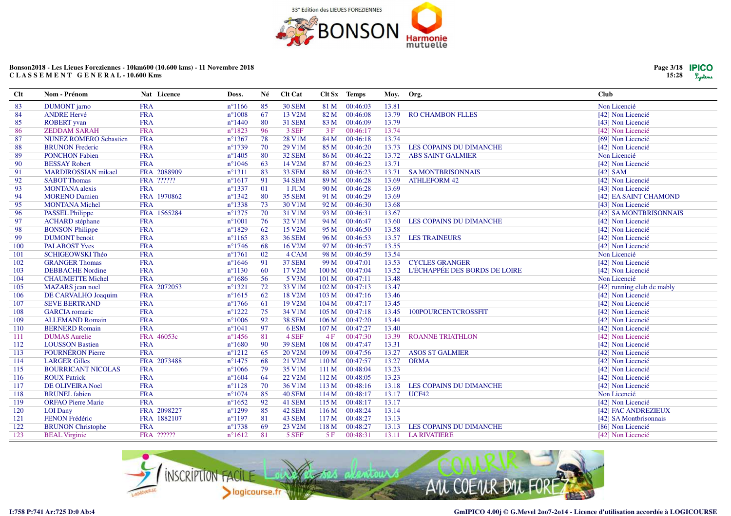Bonson2018 - Les Lieues Foreziennes - 10km600 (10.600 kms) - 11 Novembre 2018
C L A S S E M E N T   G E N E R A L - 10.600 Kms

| Clt | Nom - Prénom | Nat | Licence | Doss. | Né | Clt Cat | Clt Sx | Temps | Moy. | Org. | Club |
|---|---|---|---|---|---|---|---|---|---|---|---|
| 83 | DUMONT jarno | FRA | | n°1166 | 85 | 30 SEM | 81 M | 00:46:03 | 13.81 | | Non Licencié |
| 84 | ANDRE Hervé | FRA | | n°1008 | 67 | 13 V2M | 82 M | 00:46:08 | 13.79 | RO CHAMBON FLLES | [42] Non Licencié |
| 85 | ROBERT yvan | FRA | | n°1440 | 80 | 31 SEM | 83 M | 00:46:09 | 13.79 | | [43] Non Licencié |
| 86 | ZEDDAM SARAH | FRA | | n°1823 | 96 | 3 SEF | 3 F | 00:46:17 | 13.74 | | [42] Non Licencié |
| 87 | NUNEZ ROMERO Sebastien | FRA | | n°1367 | 78 | 28 V1M | 84 M | 00:46:18 | 13.74 | | [69] Non Licencié |
| 88 | BRUNON Frederic | FRA | | n°1739 | 70 | 29 V1M | 85 M | 00:46:20 | 13.73 | LES COPAINS DU DIMANCHE | [42] Non Licencié |
| 89 | PONCHON Fabien | FRA | | n°1405 | 80 | 32 SEM | 86 M | 00:46:22 | 13.72 | ABS SAINT GALMIER | Non Licencié |
| 90 | BESSAY Robert | FRA | | n°1046 | 63 | 14 V2M | 87 M | 00:46:23 | 13.71 | | [42] Non Licencié |
| 91 | MARDIROSSIAN mikael | FRA | 2088909 | n°1311 | 83 | 33 SEM | 88 M | 00:46:23 | 13.71 | SA MONTBRISONNAIS | [42] SAM |
| 92 | SABOT Thomas | FRA | ?????? | n°1617 | 91 | 34 SEM | 89 M | 00:46:28 | 13.69 | ATHLEFORM 42 | [42] Non Licencié |
| 93 | MONTANA alexis | FRA | | n°1337 | 01 | 1 JUM | 90 M | 00:46:28 | 13.69 | | [43] Non Licencié |
| 94 | MORENO Damien | FRA | 1970862 | n°1342 | 80 | 35 SEM | 91 M | 00:46:29 | 13.69 | | [42] EA SAINT CHAMOND |
| 95 | MONTANA Michel | FRA | | n°1338 | 73 | 30 V1M | 92 M | 00:46:30 | 13.68 | | [43] Non Licencié |
| 96 | PASSEL Philippe | FRA | 1565284 | n°1375 | 70 | 31 V1M | 93 M | 00:46:31 | 13.67 | | [42] SA MONTBRISONNAIS |
| 97 | ACHARD stéphane | FRA | | n°1001 | 76 | 32 V1M | 94 M | 00:46:47 | 13.60 | LES COPAINS DU DIMANCHE | [42] Non Licencié |
| 98 | BONSON Philippe | FRA | | n°1829 | 62 | 15 V2M | 95 M | 00:46:50 | 13.58 | | [42] Non Licencié |
| 99 | DUMONT benoit | FRA | | n°1165 | 83 | 36 SEM | 96 M | 00:46:53 | 13.57 | LES TRAINEURS | [42] Non Licencié |
| 100 | PALABOST Yves | FRA | | n°1746 | 68 | 16 V2M | 97 M | 00:46:57 | 13.55 | | [42] Non Licencié |
| 101 | SCHIGEOWSKI Théo | FRA | | n°1761 | 02 | 4 CAM | 98 M | 00:46:59 | 13.54 | | Non Licencié |
| 102 | GRANGER Thomas | FRA | | n°1646 | 91 | 37 SEM | 99 M | 00:47:01 | 13.53 | CYCLES GRANGER | [42] Non Licencié |
| 103 | DEBBACHE Nordine | FRA | | n°1130 | 60 | 17 V2M | 100 M | 00:47:04 | 13.52 | L'ÉCHAPPÉE DES BORDS DE LOIRE | [42] Non Licencié |
| 104 | CHAUMETTE Michel | FRA | | n°1686 | 56 | 5 V3M | 101 M | 00:47:11 | 13.48 | | Non Licencié |
| 105 | MAZARS jean noel | FRA | 2072053 | n°1321 | 72 | 33 V1M | 102 M | 00:47:13 | 13.47 | | [42] running club de mably |
| 106 | DE CARVALHO Joaquim | FRA | | n°1615 | 62 | 18 V2M | 103 M | 00:47:16 | 13.46 | | [42] Non Licencié |
| 107 | SEVE BERTRAND | FRA | | n°1766 | 61 | 19 V2M | 104 M | 00:47:17 | 13.45 | | [42] Non Licencié |
| 108 | GARCIA romaric | FRA | | n°1222 | 75 | 34 V1M | 105 M | 00:47:18 | 13.45 | 100POURCENTCROSSFIT | [42] Non Licencié |
| 109 | ALLEMAND Romain | FRA | | n°1006 | 92 | 38 SEM | 106 M | 00:47:20 | 13.44 | | [42] Non Licencié |
| 110 | BERNERD Romain | FRA | | n°1041 | 97 | 6 ESM | 107 M | 00:47:27 | 13.40 | | [42] Non Licencié |
| 111 | DUMAS Aurelie | FRA | 46053c | n°1456 | 81 | 4 SEF | 4 F | 00:47:30 | 13.39 | ROANNE TRIATHLON | [42] Non Licencié |
| 112 | LOUSSON Bastien | FRA | | n°1680 | 90 | 39 SEM | 108 M | 00:47:47 | 13.31 | | [42] Non Licencié |
| 113 | FOURNÉRON Pierre | FRA | | n°1212 | 65 | 20 V2M | 109 M | 00:47:56 | 13.27 | ASOS ST GALMIER | [42] Non Licencié |
| 114 | LARGER Gilles | FRA | 2073488 | n°1475 | 68 | 21 V2M | 110 M | 00:47:57 | 13.27 | ORMA | [42] Non Licencié |
| 115 | BOURRICANT NICOLAS | FRA | | n°1066 | 79 | 35 V1M | 111 M | 00:48:04 | 13.23 | | [42] Non Licencié |
| 116 | ROUX Patrick | FRA | | n°1604 | 64 | 22 V2M | 112 M | 00:48:05 | 13.23 | | [42] Non Licencié |
| 117 | DE OLIVEIRA Noel | FRA | | n°1128 | 70 | 36 V1M | 113 M | 00:48:16 | 13.18 | LES COPAINS DU DIMANCHE | [42] Non Licencié |
| 118 | BRUNEL fabien | FRA | | n°1074 | 85 | 40 SEM | 114 M | 00:48:17 | 13.17 | UCF42 | Non Licencié |
| 119 | ORFAO Pierre Marie | FRA | | n°1652 | 92 | 41 SEM | 115 M | 00:48:17 | 13.17 | | [42] Non Licencié |
| 120 | LOI Dany | FRA | 2098227 | n°1299 | 85 | 42 SEM | 116 M | 00:48:24 | 13.14 | | [42] FAC ANDREZIEUX |
| 121 | FENON Frédéric | FRA | 1882107 | n°1197 | 81 | 43 SEM | 117 M | 00:48:27 | 13.13 | | [42] SA Montbrisonnais |
| 122 | BRUNON Christophe | FRA | | n°1738 | 69 | 23 V2M | 118 M | 00:48:27 | 13.13 | LES COPAINS DU DIMANCHE | [86] Non Licencié |
| 123 | BEAL Virginie | FRA | ?????? | n°1612 | 81 | 5 SEF | 5 F | 00:48:31 | 13.11 | LA RIVATIERE | [42] Non Licencié |

I:758 P:741 Ar:725 D:0 Ab:4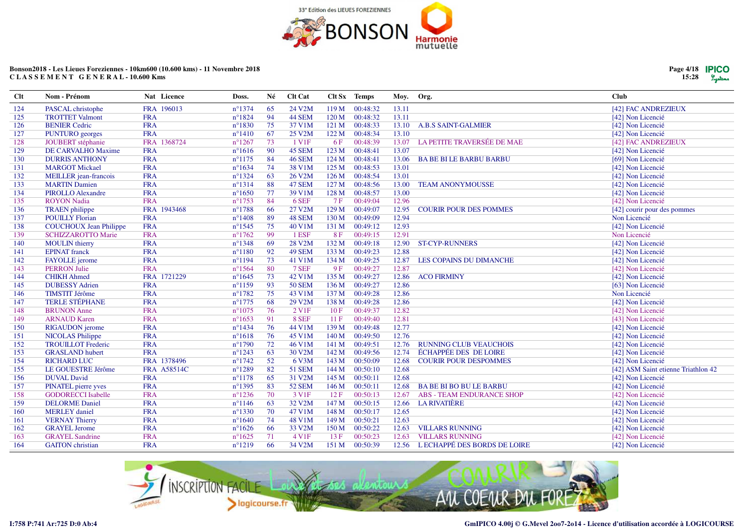33° Edition des LIEUES FOREZIENNES BONSON

**Bonson2018 - Les Lieues Foreziennes - 10km600 (10.600 kms) - 11 Novembre 2018**
**C L A S S E M E N T G E N E R A L - 10.600 Kms**

| Clt | Nom - Prénom | Nat | Licence | Doss. | Né | Clt Cat | Clt Sx | Temps | Moy. | Org. | Club |
|---|---|---|---|---|---|---|---|---|---|---|---|
| 124 | PASCAL christophe | FRA | 196013 | n°1374 | 65 | 24 V2M | 119 M | 00:48:32 | 13.11 | | [42] FAC ANDREZIEUX |
| 125 | TROTTET Valmont | FRA | | n°1824 | 94 | 44 SEM | 120 M | 00:48:32 | 13.11 | | [42] Non Licencié |
| 126 | BENIER Cedric | FRA | | n°1830 | 75 | 37 V1M | 121 M | 00:48:33 | 13.10 | A.B.S SAINT-GALMIER | [42] Non Licencié |
| 127 | PUNTURO georges | FRA | | n°1410 | 67 | 25 V2M | 122 M | 00:48:34 | 13.10 | | [42] Non Licencié |
| 128 | JOUBERT stéphanie | FRA | 1368724 | n°1267 | 73 | 1 V1F | 6 F | 00:48:39 | 13.07 | LA PETITE TRAVERSÉE DE MAE | [42] FAC ANDREZIEUX |
| 129 | DE CARVALHO Maxime | FRA | | n°1616 | 90 | 45 SEM | 123 M | 00:48:41 | 13.07 | | [42] Non Licencié |
| 130 | DURRIS ANTHONY | FRA | | n°1175 | 84 | 46 SEM | 124 M | 00:48:41 | 13.06 | BA BE BI LE BARBU BARBU | [69] Non Licencié |
| 131 | MARGOT Mickael | FRA | | n°1634 | 74 | 38 V1M | 125 M | 00:48:53 | 13.01 | | [42] Non Licencié |
| 132 | MEILLER jean-francois | FRA | | n°1324 | 63 | 26 V2M | 126 M | 00:48:54 | 13.01 | | [42] Non Licencié |
| 133 | MARTIN Damien | FRA | | n°1314 | 88 | 47 SEM | 127 M | 00:48:56 | 13.00 | TEAM ANONYMOUSSE | [42] Non Licencié |
| 134 | PIROLLO Alexandre | FRA | | n°1650 | 77 | 39 V1M | 128 M | 00:48:57 | 13.00 | | [42] Non Licencié |
| 135 | ROYON Nadia | FRA | | n°1753 | 84 | 6 SEF | 7 F | 00:49:04 | 12.96 | | [42] Non Licencié |
| 136 | TRAEN philippe | FRA | 1943468 | n°1788 | 66 | 27 V2M | 129 M | 00:49:07 | 12.95 | COURIR POUR DES POMMES | [42] courir pour des pommes |
| 137 | POUILLY Florian | FRA | | n°1408 | 89 | 48 SEM | 130 M | 00:49:09 | 12.94 | | Non Licencié |
| 138 | COUCHOUX Jean Philippe | FRA | | n°1545 | 75 | 40 V1M | 131 M | 00:49:12 | 12.93 | | [42] Non Licencié |
| 139 | SCHIZZAROTTO Marie | FRA | | n°1762 | 99 | 1 ESF | 8 F | 00:49:15 | 12.91 | | Non Licencié |
| 140 | MOULIN thierry | FRA | | n°1348 | 69 | 28 V2M | 132 M | 00:49:18 | 12.90 | ST-CYP-RUNNERS | [42] Non Licencié |
| 141 | EPINAT franck | FRA | | n°1180 | 92 | 49 SEM | 133 M | 00:49:23 | 12.88 | | [42] Non Licencié |
| 142 | FAYOLLE jerome | FRA | | n°1194 | 73 | 41 V1M | 134 M | 00:49:25 | 12.87 | LES COPAINS DU DIMANCHE | [42] Non Licencié |
| 143 | PERRON Julie | FRA | | n°1564 | 80 | 7 SEF | 9 F | 00:49:27 | 12.87 | | [42] Non Licencié |
| 144 | CHIKH Ahmed | FRA | 1721229 | n°1645 | 73 | 42 V1M | 135 M | 00:49:27 | 12.86 | ACO FIRMINY | [42] Non Licencié |
| 145 | DUBESSY Adrien | FRA | | n°1159 | 93 | 50 SEM | 136 M | 00:49:27 | 12.86 | | [63] Non Licencié |
| 146 | TIMSTIT Jérôme | FRA | | n°1782 | 75 | 43 V1M | 137 M | 00:49:28 | 12.86 | | Non Licencié |
| 147 | TERLE STÉPHANE | FRA | | n°1775 | 68 | 29 V2M | 138 M | 00:49:28 | 12.86 | | [42] Non Licencié |
| 148 | BRUNON Anne | FRA | | n°1075 | 76 | 2 V1F | 10 F | 00:49:37 | 12.82 | | [42] Non Licencié |
| 149 | ARNAUD Karen | FRA | | n°1653 | 91 | 8 SEF | 11 F | 00:49:40 | 12.81 | | [43] Non Licencié |
| 150 | RIGAUDON jerome | FRA | | n°1434 | 76 | 44 V1M | 139 M | 00:49:48 | 12.77 | | [42] Non Licencié |
| 151 | NICOLAS Philippe | FRA | | n°1618 | 76 | 45 V1M | 140 M | 00:49:50 | 12.76 | | [42] Non Licencié |
| 152 | TROUILLOT Frederic | FRA | | n°1790 | 72 | 46 V1M | 141 M | 00:49:51 | 12.76 | RUNNING CLUB VEAUCHOIS | [42] Non Licencié |
| 153 | GRASLAND hubert | FRA | | n°1243 | 63 | 30 V2M | 142 M | 00:49:56 | 12.74 | ÉCHAPPÉE DES DE LOIRE | [42] Non Licencié |
| 154 | RICHARD LUC | FRA | 1378496 | n°1742 | 52 | 6 V3M | 143 M | 00:50:09 | 12.68 | COURIR POUR DESPOMMES | [42] Non Licencié |
| 155 | LE GOUESTRE Jérôme | FRA | A58514C | n°1289 | 82 | 51 SEM | 144 M | 00:50:10 | 12.68 | | [42] ASM Saint etienne Triathlon 42 |
| 156 | DUVAL David | FRA | | n°1178 | 65 | 31 V2M | 145 M | 00:50:11 | 12.68 | | [42] Non Licencié |
| 157 | PINATEL pierre yves | FRA | | n°1395 | 83 | 52 SEM | 146 M | 00:50:11 | 12.68 | BA BE BI BO BU LE BARBU | [42] Non Licencié |
| 158 | GODORECCI Isabelle | FRA | | n°1236 | 70 | 3 V1F | 12 F | 00:50:13 | 12.67 | ABS - TEAM ENDURANCE SHOP | [42] Non Licencié |
| 159 | DELORME Daniel | FRA | | n°1146 | 63 | 32 V2M | 147 M | 00:50:15 | 12.66 | LA RIVATIÈRE | [42] Non Licencié |
| 160 | MERLEY daniel | FRA | | n°1330 | 70 | 47 V1M | 148 M | 00:50:17 | 12.65 | | [42] Non Licencié |
| 161 | VERNAY Thierry | FRA | | n°1640 | 74 | 48 V1M | 149 M | 00:50:21 | 12.63 | | [42] Non Licencié |
| 162 | GRAYEL Jerome | FRA | | n°1626 | 66 | 33 V2M | 150 M | 00:50:22 | 12.63 | VILLARS RUNNING | [42] Non Licencié |
| 163 | GRAYEL Sandrine | FRA | | n°1625 | 71 | 4 V1F | 13 F | 00:50:23 | 12.63 | VILLARS RUNNING | [42] Non Licencié |
| 164 | GAITON christian | FRA | | n°1219 | 66 | 34 V2M | 151 M | 00:50:39 | 12.56 | L ECHAPPÉ DES BORDS DE LOIRE | [42] Non Licencié |

I:758 P:741 Ar:725 D:0 Ab:4

GmIPICO 4.00j © G.Mevel 2oo7-2o14 - Licence d'utilisation accordée à LOGICOURSE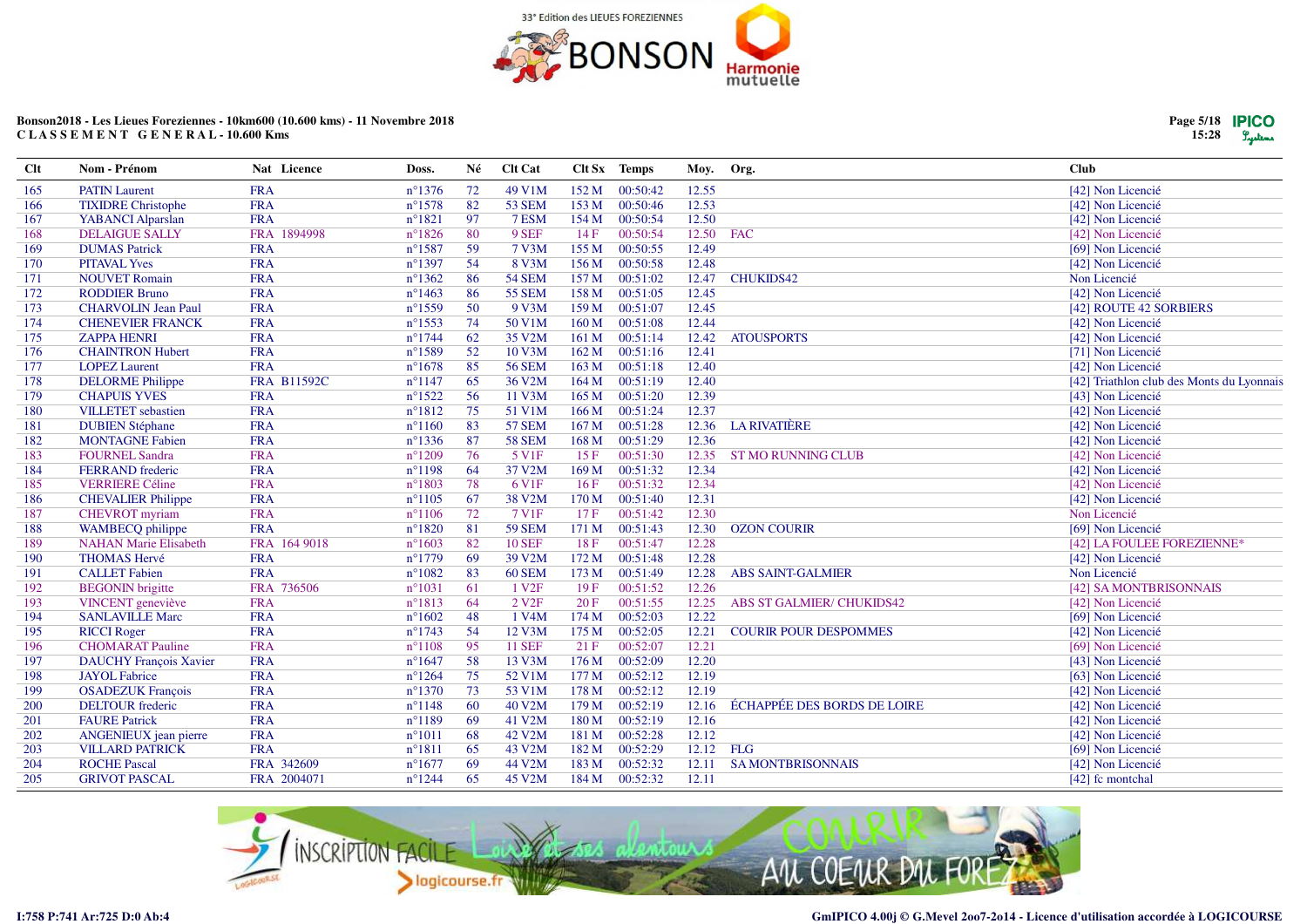33° Edition des LIEUES FOREZIENNES

BONSON

Harmonie mutuelle

**Bonson2018 - Les Lieues Foreziennes - 10km600 (10.600 kms) - 11 Novembre 2018**
**C L A S S E M E N T  G E N E R A L - 10.600 Kms**

| Clt | Nom - Prénom | Nat | Licence | Doss. | Né | Clt Cat | Clt Sx | Temps | Moy. | Org. | Club |
|---|---|---|---|---|---|---|---|---|---|---|---|
| 165 | PATIN Laurent | FRA | | n°1376 | 72 | 49 V1M | 152 M | 00:50:42 | 12.55 | | [42] Non Licencié |
| 166 | TIXIDRE Christophe | FRA | | n°1578 | 82 | 53 SEM | 153 M | 00:50:46 | 12.53 | | [42] Non Licencié |
| 167 | YABANCI Alparslan | FRA | | n°1821 | 97 | 7 ESM | 154 M | 00:50:54 | 12.50 | | [42] Non Licencié |
| 168 | DELAIGUE SALLY | FRA | 1894998 | n°1826 | 80 | 9 SEF | 14 F | 00:50:54 | 12.50 | FAC | [42] Non Licencié |
| 169 | DUMAS Patrick | FRA | | n°1587 | 59 | 7 V3M | 155 M | 00:50:55 | 12.49 | | [69] Non Licencié |
| 170 | PITAVAL Yves | FRA | | n°1397 | 54 | 8 V3M | 156 M | 00:50:58 | 12.48 | | [42] Non Licencié |
| 171 | NOUVET Romain | FRA | | n°1362 | 86 | 54 SEM | 157 M | 00:51:02 | 12.47 | CHUKIDS42 | Non Licencié |
| 172 | RODDIER Bruno | FRA | | n°1463 | 86 | 55 SEM | 158 M | 00:51:05 | 12.45 | | [42] Non Licencié |
| 173 | CHARVOLIN Jean Paul | FRA | | n°1559 | 50 | 9 V3M | 159 M | 00:51:07 | 12.45 | | [42] ROUTE 42 SORBIERS |
| 174 | CHENEVIER FRANCK | FRA | | n°1553 | 74 | 50 V1M | 160 M | 00:51:08 | 12.44 | | [42] Non Licencié |
| 175 | ZAPPA HENRI | FRA | | n°1744 | 62 | 35 V2M | 161 M | 00:51:14 | 12.42 | ATOUSPORTS | [42] Non Licencié |
| 176 | CHAINTRON Hubert | FRA | | n°1589 | 52 | 10 V3M | 162 M | 00:51:16 | 12.41 | | [71] Non Licencié |
| 177 | LOPEZ Laurent | FRA | | n°1678 | 85 | 56 SEM | 163 M | 00:51:18 | 12.40 | | [42] Non Licencié |
| 178 | DELORME Philippe | FRA | B11592C | n°1147 | 65 | 36 V2M | 164 M | 00:51:19 | 12.40 | | [42] Triathlon club des Monts du Lyonnais |
| 179 | CHAPUIS YVES | FRA | | n°1522 | 56 | 11 V3M | 165 M | 00:51:20 | 12.39 | | [43] Non Licencié |
| 180 | VILLETET sebastien | FRA | | n°1812 | 75 | 51 V1M | 166 M | 00:51:24 | 12.37 | | [42] Non Licencié |
| 181 | DUBIEN Stéphane | FRA | | n°1160 | 83 | 57 SEM | 167 M | 00:51:28 | 12.36 | LA RIVATIÈRE | [42] Non Licencié |
| 182 | MONTAGNE Fabien | FRA | | n°1336 | 87 | 58 SEM | 168 M | 00:51:29 | 12.36 | | [42] Non Licencié |
| 183 | FOURNEL Sandra | FRA | | n°1209 | 76 | 5 V1F | 15 F | 00:51:30 | 12.35 | ST MO RUNNING CLUB | [42] Non Licencié |
| 184 | FERRAND frederic | FRA | | n°1198 | 64 | 37 V2M | 169 M | 00:51:32 | 12.34 | | [42] Non Licencié |
| 185 | VERRIERE Céline | FRA | | n°1803 | 78 | 6 V1F | 16 F | 00:51:32 | 12.34 | | [42] Non Licencié |
| 186 | CHEVALIER Philippe | FRA | | n°1105 | 67 | 38 V2M | 170 M | 00:51:40 | 12.31 | | [42] Non Licencié |
| 187 | CHEVROT myriam | FRA | | n°1106 | 72 | 7 V1F | 17 F | 00:51:42 | 12.30 | | Non Licencié |
| 188 | WAMBECQ philippe | FRA | | n°1820 | 81 | 59 SEM | 171 M | 00:51:43 | 12.30 | OZON COURIR | [69] Non Licencié |
| 189 | NAHAN Marie Elisabeth | FRA | 164 9018 | n°1603 | 82 | 10 SEF | 18 F | 00:51:47 | 12.28 | | [42] LA FOULEE FOREZIENNE* |
| 190 | THOMAS Hervé | FRA | | n°1779 | 69 | 39 V2M | 172 M | 00:51:48 | 12.28 | | [42] Non Licencié |
| 191 | CALLET Fabien | FRA | | n°1082 | 83 | 60 SEM | 173 M | 00:51:49 | 12.28 | ABS SAINT-GALMIER | Non Licencié |
| 192 | BEGONIN brigitte | FRA | 736506 | n°1031 | 61 | 1 V2F | 19 F | 00:51:52 | 12.26 | | [42] SA MONTBRISONNAIS |
| 193 | VINCENT geneviève | FRA | | n°1813 | 64 | 2 V2F | 20 F | 00:51:55 | 12.25 | ABS ST GALMIER/ CHUKIDS42 | [42] Non Licencié |
| 194 | SANLAVILLE Marc | FRA | | n°1602 | 48 | 1 V4M | 174 M | 00:52:03 | 12.22 | | [69] Non Licencié |
| 195 | RICCI Roger | FRA | | n°1743 | 54 | 12 V3M | 175 M | 00:52:05 | 12.21 | COURIR POUR DESPOMMES | [42] Non Licencié |
| 196 | CHOMARAT Pauline | FRA | | n°1108 | 95 | 11 SEF | 21 F | 00:52:07 | 12.21 | | [69] Non Licencié |
| 197 | DAUCHY François Xavier | FRA | | n°1647 | 58 | 13 V3M | 176 M | 00:52:09 | 12.20 | | [43] Non Licencié |
| 198 | JAYOL Fabrice | FRA | | n°1264 | 75 | 52 V1M | 177 M | 00:52:12 | 12.19 | | [63] Non Licencié |
| 199 | OSADEZUK François | FRA | | n°1370 | 73 | 53 V1M | 178 M | 00:52:12 | 12.19 | | [42] Non Licencié |
| 200 | DELTOUR frederic | FRA | | n°1148 | 60 | 40 V2M | 179 M | 00:52:19 | 12.16 | ÉCHAPPÉE DES BORDS DE LOIRE | [42] Non Licencié |
| 201 | FAURE Patrick | FRA | | n°1189 | 69 | 41 V2M | 180 M | 00:52:19 | 12.16 | | [42] Non Licencié |
| 202 | ANGENIEUX jean pierre | FRA | | n°1011 | 68 | 42 V2M | 181 M | 00:52:28 | 12.12 | | [42] Non Licencié |
| 203 | VILLARD PATRICK | FRA | | n°1811 | 65 | 43 V2M | 182 M | 00:52:29 | 12.12 | FLG | [69] Non Licencié |
| 204 | ROCHE Pascal | FRA | 342609 | n°1677 | 69 | 44 V2M | 183 M | 00:52:32 | 12.11 | SA MONTBRISONNAIS | [42] Non Licencié |
| 205 | GRIVOT PASCAL | FRA | 2004071 | n°1244 | 65 | 45 V2M | 184 M | 00:52:32 | 12.11 | | [42] fc montchal |

INSCRIPTION FACILE Loire et ses alentours logicourse.fr COURIR AU COEUR DU FOREZ

I:758 P:741 Ar:725 D:0 Ab:4

GmIPICO 4.00j © G.Mevel 2oo7-2o14 - Licence d'utilisation accordée à LOGICOURSE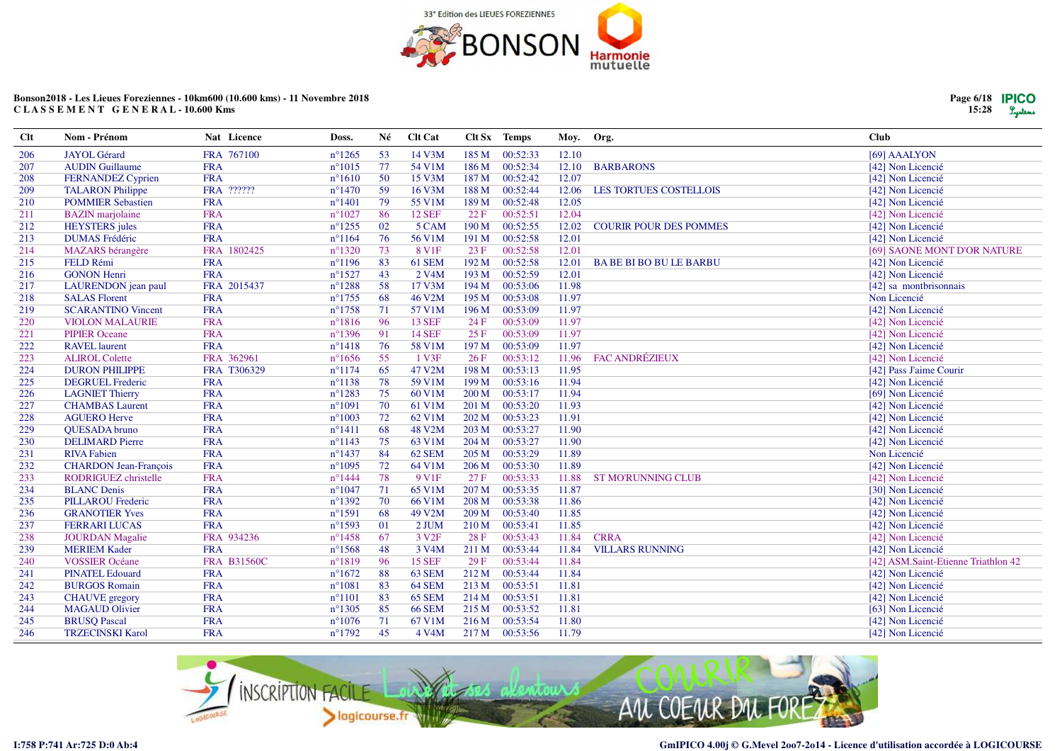33° Edition des LIEUES FOREZIENNES

BONSON Harmonie mutuelle

**Bonson2018 - Les Lieues Foreziennes - 10km600 (10.600 kms) - 11 Novembre 2018**
**C L A S S E M E N T G E N E R A L - 10.600 Kms**

| Clt | Nom - Prénom | Nat | Licence | Doss. | Né | Clt Cat | Clt Sx | Temps | Moy. | Org. | Club |
|---|---|---|---|---|---|---|---|---|---|---|---|
| 206 | JAYOL Gérard | FRA | 767100 | n°1265 | 53 | 14 V3M | 185 M | 00:52:33 | 12.10 | | [69] AAALYON |
| 207 | AUDIN Guillaume | FRA | | n°1015 | 77 | 54 V1M | 186 M | 00:52:34 | 12.10 | BARBARONS | [42] Non Licencié |
| 208 | FERNANDEZ Cyprien | FRA | | n°1610 | 50 | 15 V3M | 187 M | 00:52:42 | 12.07 | | [42] Non Licencié |
| 209 | TALARON Philippe | FRA | ?????? | n°1470 | 59 | 16 V3M | 188 M | 00:52:44 | 12.06 | LES TORTUES COSTELLOIS | [42] Non Licencié |
| 210 | POMMIER Sebastien | FRA | | n°1401 | 79 | 55 V1M | 189 M | 00:52:48 | 12.05 | | [42] Non Licencié |
| 211 | BAZIN marjolaine | FRA | | n°1027 | 86 | 12 SEF | 22 F | 00:52:51 | 12.04 | | [42] Non Licencié |
| 212 | HEYSTERS jules | FRA | | n°1255 | 02 | 5 CAM | 190 M | 00:52:55 | 12.02 | COURIR POUR DES POMMES | [42] Non Licencié |
| 213 | DUMAS Frédéric | FRA | | n°1164 | 76 | 56 V1M | 191 M | 00:52:58 | 12.01 | | [42] Non Licencié |
| 214 | MAZARS bérangère | FRA | 1802425 | n°1320 | 73 | 8 V1F | 23 F | 00:52:58 | 12.01 | | [69] SAONE MONT D'OR NATURE |
| 215 | FELD Rémi | FRA | | n°1196 | 83 | 61 SEM | 192 M | 00:52:58 | 12.01 | BA BE BI BO BU LE BARBU | [42] Non Licencié |
| 216 | GONON Henri | FRA | | n°1527 | 43 | 2 V4M | 193 M | 00:52:59 | 12.01 | | [42] Non Licencié |
| 217 | LAURENDON jean paul | FRA | 2015437 | n°1288 | 58 | 17 V3M | 194 M | 00:53:06 | 11.98 | | [42] sa montbrisonnais |
| 218 | SALAS Florent | FRA | | n°1755 | 68 | 46 V2M | 195 M | 00:53:08 | 11.97 | | Non Licencié |
| 219 | SCARANTINO Vincent | FRA | | n°1758 | 71 | 57 V1M | 196 M | 00:53:09 | 11.97 | | [42] Non Licencié |
| 220 | VIOLON MALAURIE | FRA | | n°1816 | 96 | 13 SEF | 24 F | 00:53:09 | 11.97 | | [42] Non Licencié |
| 221 | PIPIER Oceane | FRA | | n°1396 | 91 | 14 SEF | 25 F | 00:53:09 | 11.97 | | [42] Non Licencié |
| 222 | RAVEL laurent | FRA | | n°1418 | 76 | 58 V1M | 197 M | 00:53:09 | 11.97 | | [42] Non Licencié |
| 223 | ALIROL Colette | FRA | 362961 | n°1656 | 55 | 1 V3F | 26 F | 00:53:12 | 11.96 | FAC ANDRÉZIEUX | [42] Non Licencié |
| 224 | DURON PHILIPPE | FRA | T306329 | n°1174 | 65 | 47 V2M | 198 M | 00:53:13 | 11.95 | | [42] Pass J'aime Courir |
| 225 | DEGRUEL Frederic | FRA | | n°1138 | 78 | 59 V1M | 199 M | 00:53:16 | 11.94 | | [42] Non Licencié |
| 226 | LAGNIET Thierry | FRA | | n°1283 | 75 | 60 V1M | 200 M | 00:53:17 | 11.94 | | [69] Non Licencié |
| 227 | CHAMBAS Laurent | FRA | | n°1091 | 70 | 61 V1M | 201 M | 00:53:20 | 11.93 | | [42] Non Licencié |
| 228 | AGUERO Herve | FRA | | n°1003 | 72 | 62 V1M | 202 M | 00:53:23 | 11.91 | | [42] Non Licencié |
| 229 | QUESADA bruno | FRA | | n°1411 | 68 | 48 V2M | 203 M | 00:53:27 | 11.90 | | [42] Non Licencié |
| 230 | DELIMARD Pierre | FRA | | n°1143 | 75 | 63 V1M | 204 M | 00:53:27 | 11.90 | | [42] Non Licencié |
| 231 | RIVA Fabien | FRA | | n°1437 | 84 | 62 SEM | 205 M | 00:53:29 | 11.89 | | Non Licencié |
| 232 | CHARDON Jean-François | FRA | | n°1095 | 72 | 64 V1M | 206 M | 00:53:30 | 11.89 | | [42] Non Licencié |
| 233 | RODRIGUEZ christelle | FRA | | n°1444 | 78 | 9 V1F | 27 F | 00:53:33 | 11.88 | ST MO'RUNNING CLUB | [42] Non Licencié |
| 234 | BLANC Denis | FRA | | n°1047 | 71 | 65 V1M | 207 M | 00:53:35 | 11.87 | | [30] Non Licencié |
| 235 | PILLAROU Frederic | FRA | | n°1392 | 70 | 66 V1M | 208 M | 00:53:38 | 11.86 | | [42] Non Licencié |
| 236 | GRANOTIER Yves | FRA | | n°1591 | 68 | 49 V2M | 209 M | 00:53:40 | 11.85 | | [42] Non Licencié |
| 237 | FERRARI LUCAS | FRA | | n°1593 | 01 | 2 JUM | 210 M | 00:53:41 | 11.85 | | [42] Non Licencié |
| 238 | JOURDAN Magalie | FRA | 934236 | n°1458 | 67 | 3 V2F | 28 F | 00:53:43 | 11.84 | CRRA | [42] Non Licencié |
| 239 | MERIEM Kader | FRA | | n°1568 | 48 | 3 V4M | 211 M | 00:53:44 | 11.84 | VILLARS RUNNING | [42] Non Licencié |
| 240 | VOSSIER Océane | FRA | B31560C | n°1819 | 96 | 15 SEF | 29 F | 00:53:44 | 11.84 | | [42] ASM.Saint-Etienne Triathlon 42 |
| 241 | PINATEL Edouard | FRA | | n°1672 | 88 | 63 SEM | 212 M | 00:53:44 | 11.84 | | [42] Non Licencié |
| 242 | BURGOS Romain | FRA | | n°1081 | 83 | 64 SEM | 213 M | 00:53:51 | 11.81 | | [42] Non Licencié |
| 243 | CHAUVE gregory | FRA | | n°1101 | 83 | 65 SEM | 214 M | 00:53:51 | 11.81 | | [42] Non Licencié |
| 244 | MAGAUD Olivier | FRA | | n°1305 | 85 | 66 SEM | 215 M | 00:53:52 | 11.81 | | [63] Non Licencié |
| 245 | BRUSQ Pascal | FRA | | n°1076 | 71 | 67 V1M | 216 M | 00:53:54 | 11.80 | | [42] Non Licencié |
| 246 | TRZECINSKI Karol | FRA | | n°1792 | 45 | 4 V4M | 217 M | 00:53:56 | 11.79 | | [42] Non Licencié |

INSCRIPTION FACILE Loire et ses alentours logicourse.fr COURIR AU COEUR DU FOREZ

I:758 P:741 Ar:725 D:0 Ab:4

GmIPICO 4.00j © G.Mevel 2oo7-2o14 - Licence d'utilisation accordée à LOGICOURSE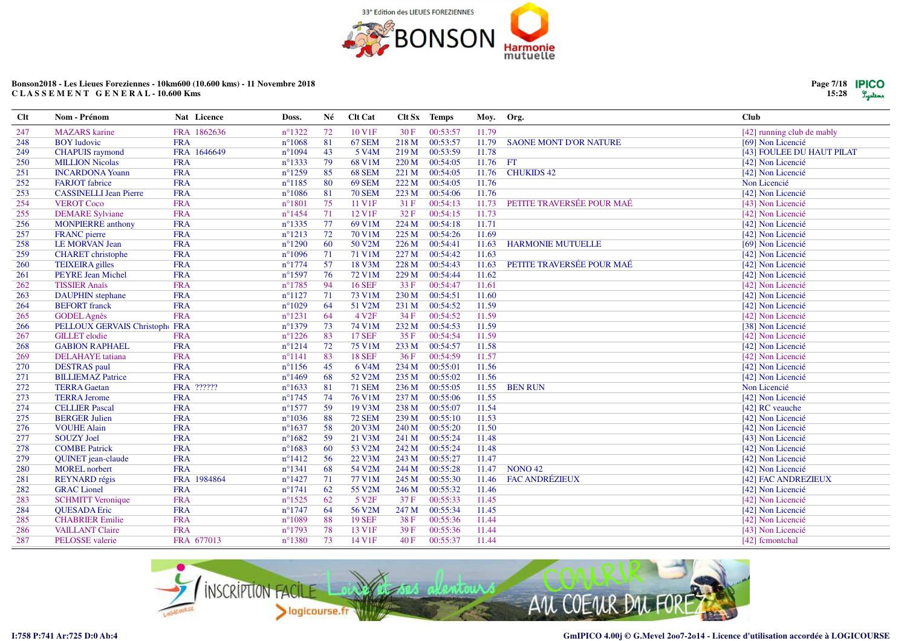33e Edition des LIEUES FOREZIENNES BONSON

**Bonson2018 - Les Lieues Foreziennes - 10km600 (10.600 kms) - 11 Novembre 2018**
**C L A S S E M E N T G E N E R A L - 10.600 Kms**

| Clt | Nom - Prénom | Nat | Licence | Doss. | Né | Clt Cat | Clt Sx | Temps | Moy. | Org. | Club |
|---|---|---|---|---|---|---|---|---|---|---|---|
| 247 | MAZARS karine | FRA | 1862636 | n°1322 | 72 | 10 V1F | 30 F | 00:53:57 | 11.79 | | [42] running club de mably |
| 248 | BOY ludovic | FRA | | n°1068 | 81 | 67 SEM | 218 M | 00:53:57 | 11.79 | SAONE MONT D'OR NATURE | [69] Non Licencié |
| 249 | CHAPUIS raymond | FRA | 1646649 | n°1094 | 43 | 5 V4M | 219 M | 00:53:59 | 11.78 | | [43] FOULEE DU HAUT PILAT |
| 250 | MILLION Nicolas | FRA | | n°1333 | 79 | 68 V1M | 220 M | 00:54:05 | 11.76 | FT | [42] Non Licencié |
| 251 | INCARDONA Yoann | FRA | | n°1259 | 85 | 68 SEM | 221 M | 00:54:05 | 11.76 | CHUKIDS 42 | [42] Non Licencié |
| 252 | FARJOT fabrice | FRA | | n°1185 | 80 | 69 SEM | 222 M | 00:54:05 | 11.76 | | Non Licencié |
| 253 | CASSINELLI Jean Pierre | FRA | | n°1086 | 81 | 70 SEM | 223 M | 00:54:06 | 11.76 | | [42] Non Licencié |
| 254 | VEROT Coco | FRA | | n°1801 | 75 | 11 V1F | 31 F | 00:54:13 | 11.73 | PETITE TRAVERSÉE POUR MAÉ | [43] Non Licencié |
| 255 | DEMARE Sylviane | FRA | | n°1454 | 71 | 12 V1F | 32 F | 00:54:15 | 11.73 | | [42] Non Licencié |
| 256 | MONPIERRE anthony | FRA | | n°1335 | 77 | 69 V1M | 224 M | 00:54:18 | 11.71 | | [42] Non Licencié |
| 257 | FRANC pierre | FRA | | n°1213 | 72 | 70 V1M | 225 M | 00:54:26 | 11.69 | | [42] Non Licencié |
| 258 | LE MORVAN Jean | FRA | | n°1290 | 60 | 50 V2M | 226 M | 00:54:41 | 11.63 | HARMONIE MUTUELLE | [69] Non Licencié |
| 259 | CHARET christophe | FRA | | n°1096 | 71 | 71 V1M | 227 M | 00:54:42 | 11.63 | | [42] Non Licencié |
| 260 | TEIXEIRA gilles | FRA | | n°1774 | 57 | 18 V3M | 228 M | 00:54:43 | 11.63 | PETITE TRAVERSÉE POUR MAÉ | [42] Non Licencié |
| 261 | PEYRE Jean Michel | FRA | | n°1597 | 76 | 72 V1M | 229 M | 00:54:44 | 11.62 | | [42] Non Licencié |
| 262 | TISSIER Anaïs | FRA | | n°1785 | 94 | 16 SEF | 33 F | 00:54:47 | 11.61 | | [42] Non Licencié |
| 263 | DAUPHIN stephane | FRA | | n°1127 | 71 | 73 V1M | 230 M | 00:54:51 | 11.60 | | [42] Non Licencié |
| 264 | BEFORT franck | FRA | | n°1029 | 64 | 51 V2M | 231 M | 00:54:52 | 11.59 | | [42] Non Licencié |
| 265 | GODEL Agnès | FRA | | n°1231 | 64 | 4 V2F | 34 F | 00:54:52 | 11.59 | | [42] Non Licencié |
| 266 | PELLOUX GERVAIS Christoph | FRA | | n°1379 | 73 | 74 V1M | 232 M | 00:54:53 | 11.59 | | [38] Non Licencié |
| 267 | GILLET elodie | FRA | | n°1226 | 83 | 17 SEF | 35 F | 00:54:54 | 11.59 | | [42] Non Licencié |
| 268 | GABION RAPHAEL | FRA | | n°1214 | 72 | 75 V1M | 233 M | 00:54:57 | 11.58 | | [42] Non Licencié |
| 269 | DELAHAYE tatiana | FRA | | n°1141 | 83 | 18 SEF | 36 F | 00:54:59 | 11.57 | | [42] Non Licencié |
| 270 | DESTRAS paul | FRA | | n°1156 | 45 | 6 V4M | 234 M | 00:55:01 | 11.56 | | [42] Non Licencié |
| 271 | BILLIEMAZ Patrice | FRA | | n°1469 | 68 | 52 V2M | 235 M | 00:55:02 | 11.56 | | [42] Non Licencié |
| 272 | TERRA Gaetan | FRA | ?????? | n°1633 | 81 | 71 SEM | 236 M | 00:55:05 | 11.55 | BEN RUN | Non Licencié |
| 273 | TERRA Jerome | FRA | | n°1745 | 74 | 76 V1M | 237 M | 00:55:06 | 11.55 | | [42] Non Licencié |
| 274 | CELLIER Pascal | FRA | | n°1577 | 59 | 19 V3M | 238 M | 00:55:07 | 11.54 | | [42] RC veauche |
| 275 | BERGER Julien | FRA | | n°1036 | 88 | 72 SEM | 239 M | 00:55:10 | 11.53 | | [42] Non Licencié |
| 276 | VOUHE Alain | FRA | | n°1637 | 58 | 20 V3M | 240 M | 00:55:20 | 11.50 | | [42] Non Licencié |
| 277 | SOUZY Joel | FRA | | n°1682 | 59 | 21 V3M | 241 M | 00:55:24 | 11.48 | | [43] Non Licencié |
| 278 | COMBE Patrick | FRA | | n°1683 | 60 | 53 V2M | 242 M | 00:55:24 | 11.48 | | [42] Non Licencié |
| 279 | QUINET jean-claude | FRA | | n°1412 | 56 | 22 V3M | 243 M | 00:55:27 | 11.47 | | [42] Non Licencié |
| 280 | MOREL norbert | FRA | | n°1341 | 68 | 54 V2M | 244 M | 00:55:28 | 11.47 | NONO 42 | [42] Non Licencié |
| 281 | REYNARD régis | FRA | 1984864 | n°1427 | 71 | 77 V1M | 245 M | 00:55:30 | 11.46 | FAC ANDRÉZIEUX | [42] FAC ANDREZIEUX |
| 282 | GRAC Lionel | FRA | | n°1741 | 62 | 55 V2M | 246 M | 00:55:32 | 11.46 | | [42] Non Licencié |
| 283 | SCHMITT Veronique | FRA | | n°1525 | 62 | 5 V2F | 37 F | 00:55:33 | 11.45 | | [42] Non Licencié |
| 284 | QUESADA Eric | FRA | | n°1747 | 64 | 56 V2M | 247 M | 00:55:34 | 11.45 | | [42] Non Licencié |
| 285 | CHABRIER Emilie | FRA | | n°1089 | 88 | 19 SEF | 38 F | 00:55:36 | 11.44 | | [42] Non Licencié |
| 286 | VAILLANT Claire | FRA | | n°1793 | 78 | 13 V1F | 39 F | 00:55:36 | 11.44 | | [43] Non Licencié |
| 287 | PELOSSE valerie | FRA | 677013 | n°1380 | 73 | 14 V1F | 40 F | 00:55:37 | 11.44 | | [42] fcmontchal |

I:758 P:741 Ar:725 D:0 Ab:4

GmIPICO 4.00j © G.Mevel 2oo7-2o14 - Licence d'utilisation accordée à LOGICOURSE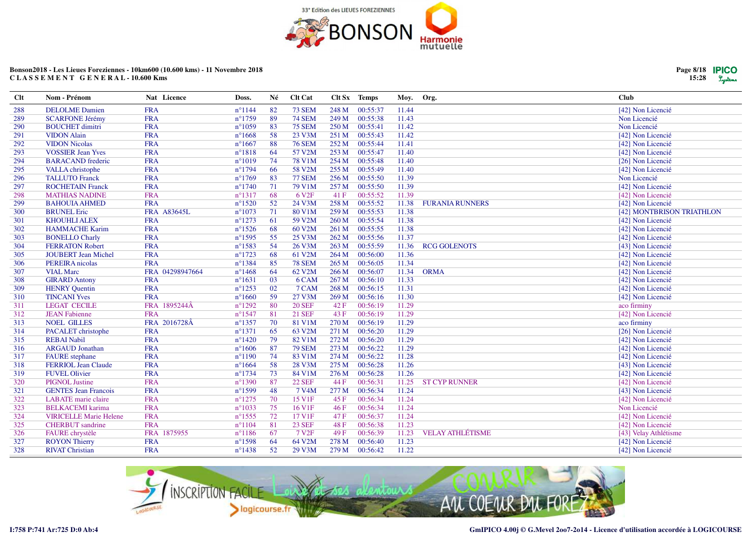33° Edition des LIEUES FOREZIENNES

BONSON Harmonie mutuelle

**Bonson2018 - Les Lieues Foreziennes - 10km600 (10.600 kms) - 11 Novembre 2018**
**C L A S S E M E N T  G E N E R A L - 10.600 Kms**

| Clt | Nom - Prénom | Nat | Licence | Doss. | Né | Clt Cat | Clt Sx | Temps | Moy. | Org. | Club |
|---|---|---|---|---|---|---|---|---|---|---|---|
| 288 | DELOLME Damien | FRA | | n°1144 | 82 | 73 SEM | 248 M | 00:55:37 | 11.44 | | [42] Non Licencié |
| 289 | SCARFONE Jérémy | FRA | | n°1759 | 89 | 74 SEM | 249 M | 00:55:38 | 11.43 | | Non Licencié |
| 290 | BOUCHET dimitri | FRA | | n°1059 | 83 | 75 SEM | 250 M | 00:55:41 | 11.42 | | Non Licencié |
| 291 | VIDON Alain | FRA | | n°1668 | 58 | 23 V3M | 251 M | 00:55:43 | 11.42 | | [42] Non Licencié |
| 292 | VIDON Nicolas | FRA | | n°1667 | 88 | 76 SEM | 252 M | 00:55:44 | 11.41 | | [42] Non Licencié |
| 293 | VOSSIER Jean Yves | FRA | | n°1818 | 64 | 57 V2M | 253 M | 00:55:47 | 11.40 | | [42] Non Licencié |
| 294 | BARACAND frederic | FRA | | n°1019 | 74 | 78 V1M | 254 M | 00:55:48 | 11.40 | | [26] Non Licencié |
| 295 | VALLA christophe | FRA | | n°1794 | 66 | 58 V2M | 255 M | 00:55:49 | 11.40 | | [42] Non Licencié |
| 296 | TALLUTO Franck | FRA | | n°1769 | 83 | 77 SEM | 256 M | 00:55:50 | 11.39 | | Non Licencié |
| 297 | ROCHETAIN Franck | FRA | | n°1740 | 71 | 79 V1M | 257 M | 00:55:50 | 11.39 | | [42] Non Licencié |
| 298 | MATHIAS NADINE | FRA | | n°1317 | 68 | 6 V2F | 41 F | 00:55:52 | 11.39 | | [42] Non Licencié |
| 299 | BAHOUIA AHMED | FRA | | n°1520 | 52 | 24 V3M | 258 M | 00:55:52 | 11.38 | FURANIA RUNNERS | [42] Non Licencié |
| 300 | BRUNEL Eric | FRA | A83645L | n°1073 | 71 | 80 V1M | 259 M | 00:55:53 | 11.38 | | [42] MONTBRISON TRIATHLON |
| 301 | KHOUHLI ALEX | FRA | | n°1273 | 61 | 59 V2M | 260 M | 00:55:54 | 11.38 | | [42] Non Licencié |
| 302 | HAMMACHE Karim | FRA | | n°1526 | 68 | 60 V2M | 261 M | 00:55:55 | 11.38 | | [42] Non Licencié |
| 303 | BONELLO Charly | FRA | | n°1595 | 55 | 25 V3M | 262 M | 00:55:56 | 11.37 | | [42] Non Licencié |
| 304 | FERRATON Robert | FRA | | n°1583 | 54 | 26 V3M | 263 M | 00:55:59 | 11.36 | RCG GOLENOTS | [43] Non Licencié |
| 305 | JOUBERT Jean Michel | FRA | | n°1723 | 68 | 61 V2M | 264 M | 00:56:00 | 11.36 | | [42] Non Licencié |
| 306 | PEREIRA nicolas | FRA | | n°1384 | 85 | 78 SEM | 265 M | 00:56:05 | 11.34 | | [42] Non Licencié |
| 307 | VIAL Marc | FRA | 04298947664 | n°1468 | 64 | 62 V2M | 266 M | 00:56:07 | 11.34 | ORMA | [42] Non Licencié |
| 308 | GIRARD Antony | FRA | | n°1631 | 03 | 6 CAM | 267 M | 00:56:10 | 11.33 | | [42] Non Licencié |
| 309 | HENRY Quentin | FRA | | n°1253 | 02 | 7 CAM | 268 M | 00:56:15 | 11.31 | | [42] Non Licencié |
| 310 | TINCANI Yves | FRA | | n°1660 | 59 | 27 V3M | 269 M | 00:56:16 | 11.30 | | [42] Non Licencié |
| 311 | LEGAT CECILE | FRA | 1895244Â | n°1292 | 80 | 20 SEF | 42 F | 00:56:19 | 11.29 | | aco firminy |
| 312 | JEAN Fabienne | FRA | | n°1547 | 81 | 21 SEF | 43 F | 00:56:19 | 11.29 | | [42] Non Licencié |
| 313 | NOEL GILLES | FRA | 2016728Â | n°1357 | 70 | 81 V1M | 270 M | 00:56:19 | 11.29 | | aco firminy |
| 314 | PACALET christophe | FRA | | n°1371 | 65 | 63 V2M | 271 M | 00:56:20 | 11.29 | | [26] Non Licencié |
| 315 | REBAI Nabil | FRA | | n°1420 | 79 | 82 V1M | 272 M | 00:56:20 | 11.29 | | [42] Non Licencié |
| 316 | ARGAUD Jonathan | FRA | | n°1606 | 87 | 79 SEM | 273 M | 00:56:22 | 11.29 | | [42] Non Licencié |
| 317 | FAURE stephane | FRA | | n°1190 | 74 | 83 V1M | 274 M | 00:56:22 | 11.28 | | [42] Non Licencié |
| 318 | FERRIOL Jean Claude | FRA | | n°1664 | 58 | 28 V3M | 275 M | 00:56:28 | 11.26 | | [43] Non Licencié |
| 319 | FUVEL Olivier | FRA | | n°1734 | 73 | 84 V1M | 276 M | 00:56:28 | 11.26 | | [42] Non Licencié |
| 320 | PIGNOL Justine | FRA | | n°1390 | 87 | 22 SEF | 44 F | 00:56:31 | 11.25 | ST CYP RUNNER | [42] Non Licencié |
| 321 | GENTES Jean Francois | FRA | | n°1599 | 48 | 7 V4M | 277 M | 00:56:34 | 11.24 | | [43] Non Licencié |
| 322 | LABATE marie claire | FRA | | n°1275 | 70 | 15 V1F | 45 F | 00:56:34 | 11.24 | | [42] Non Licencié |
| 323 | BELKACEMI karima | FRA | | n°1033 | 75 | 16 V1F | 46 F | 00:56:34 | 11.24 | | Non Licencié |
| 324 | VIRICELLE Marie Helene | FRA | | n°1555 | 72 | 17 V1F | 47 F | 00:56:37 | 11.24 | | [42] Non Licencié |
| 325 | CHERBUT sandrine | FRA | | n°1104 | 81 | 23 SEF | 48 F | 00:56:38 | 11.23 | | [42] Non Licencié |
| 326 | FAURE chrystèle | FRA | 1875955 | n°1186 | 67 | 7 V2F | 49 F | 00:56:39 | 11.23 | VELAY ATHLÉTISME | [43] Velay Athlétisme |
| 327 | ROYON Thierry | FRA | | n°1598 | 64 | 64 V2M | 278 M | 00:56:40 | 11.23 | | [42] Non Licencié |
| 328 | RIVAT Christian | FRA | | n°1438 | 52 | 29 V3M | 279 M | 00:56:42 | 11.22 | | [42] Non Licencié |

INSCRIPTION FACILE Loire et ses alentours logicourse.fr COURIR AU COEUR DU FOREZ

I:758 P:741 Ar:725 D:0 Ab:4

GmIPICO 4.00j © G.Mevel 2oo7-2o14 - Licence d'utilisation accordée à LOGICOURSE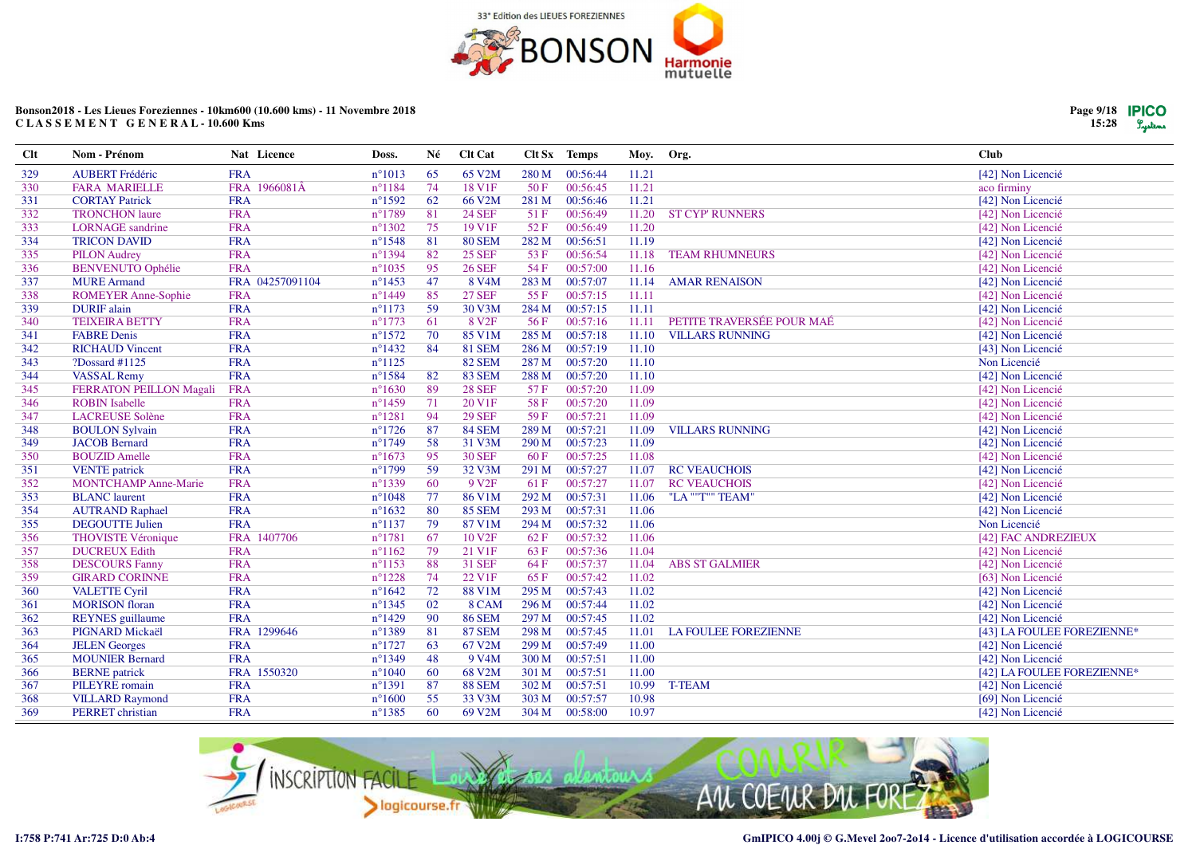33° Edition des LIEUES FOREZIENNES BONSON Harmonie mutuelle

**Bonson2018 - Les Lieues Foreziennes - 10km600 (10.600 kms) - 11 Novembre 2018**
**CLASSEMENT GENERAL - 10.600 Kms**

| Clt | Nom - Prénom | Nat | Licence | Doss. | Né | Clt Cat | Clt Sx | Temps | Moy. | Org. | Club |
|---|---|---|---|---|---|---|---|---|---|---|---|
| 329 | AUBERT Frédéric | FRA | | n°1013 | 65 | 65 V2M | 280 M | 00:56:44 | 11.21 | | [42] Non Licencié |
| 330 | FARA MARIELLE | FRA | 1966081Â | n°1184 | 74 | 18 V1F | 50 F | 00:56:45 | 11.21 | | aco firminy |
| 331 | CORTAY Patrick | FRA | | n°1592 | 62 | 66 V2M | 281 M | 00:56:46 | 11.21 | | [42] Non Licencié |
| 332 | TRONCHON laure | FRA | | n°1789 | 81 | 24 SEF | 51 F | 00:56:49 | 11.20 | ST CYP' RUNNERS | [42] Non Licencié |
| 333 | LORNAGE sandrine | FRA | | n°1302 | 75 | 19 V1F | 52 F | 00:56:49 | 11.20 | | [42] Non Licencié |
| 334 | TRICON DAVID | FRA | | n°1548 | 81 | 80 SEM | 282 M | 00:56:51 | 11.19 | | [42] Non Licencié |
| 335 | PILON Audrey | FRA | | n°1394 | 82 | 25 SEF | 53 F | 00:56:54 | 11.18 | TEAM RHUMNEURS | [42] Non Licencié |
| 336 | BENVENUTO Ophélie | FRA | | n°1035 | 95 | 26 SEF | 54 F | 00:57:00 | 11.16 | | [42] Non Licencié |
| 337 | MURE Armand | FRA | 04257091104 | n°1453 | 47 | 8 V4M | 283 M | 00:57:07 | 11.14 | AMAR RENAISON | [42] Non Licencié |
| 338 | ROMEYER Anne-Sophie | FRA | | n°1449 | 85 | 27 SEF | 55 F | 00:57:15 | 11.11 | | [42] Non Licencié |
| 339 | DURIF alain | FRA | | n°1173 | 59 | 30 V3M | 284 M | 00:57:15 | 11.11 | | [42] Non Licencié |
| 340 | TEIXEIRA BETTY | FRA | | n°1773 | 61 | 8 V2F | 56 F | 00:57:16 | 11.11 | PETITE TRAVERSÉE POUR MAÉ | [42] Non Licencié |
| 341 | FABRE Denis | FRA | | n°1572 | 70 | 85 V1M | 285 M | 00:57:18 | 11.10 | VILLARS RUNNING | [42] Non Licencié |
| 342 | RICHAUD Vincent | FRA | | n°1432 | 84 | 81 SEM | 286 M | 00:57:19 | 11.10 | | [43] Non Licencié |
| 343 | ?Dossard #1125 | FRA | | n°1125 | | 82 SEM | 287 M | 00:57:20 | 11.10 | | Non Licencié |
| 344 | VASSAL Remy | FRA | | n°1584 | 82 | 83 SEM | 288 M | 00:57:20 | 11.10 | | [42] Non Licencié |
| 345 | FERRATON PEILLON Magali | FRA | | n°1630 | 89 | 28 SEF | 57 F | 00:57:20 | 11.09 | | [42] Non Licencié |
| 346 | ROBIN Isabelle | FRA | | n°1459 | 71 | 20 V1F | 58 F | 00:57:20 | 11.09 | | [42] Non Licencié |
| 347 | LACREUSE Solène | FRA | | n°1281 | 94 | 29 SEF | 59 F | 00:57:21 | 11.09 | | [42] Non Licencié |
| 348 | BOULON Sylvain | FRA | | n°1726 | 87 | 84 SEM | 289 M | 00:57:21 | 11.09 | VILLARS RUNNING | [42] Non Licencié |
| 349 | JACOB Bernard | FRA | | n°1749 | 58 | 31 V3M | 290 M | 00:57:23 | 11.09 | | [42] Non Licencié |
| 350 | BOUZID Amelle | FRA | | n°1673 | 95 | 30 SEF | 60 F | 00:57:25 | 11.08 | | [42] Non Licencié |
| 351 | VENTE patrick | FRA | | n°1799 | 59 | 32 V3M | 291 M | 00:57:27 | 11.07 | RC VEAUCHOIS | [42] Non Licencié |
| 352 | MONTCHAMP Anne-Marie | FRA | | n°1339 | 60 | 9 V2F | 61 F | 00:57:27 | 11.07 | RC VEAUCHOIS | [42] Non Licencié |
| 353 | BLANC laurent | FRA | | n°1048 | 77 | 86 V1M | 292 M | 00:57:31 | 11.06 | "LA ""T"" TEAM" | [42] Non Licencié |
| 354 | AUTRAND Raphael | FRA | | n°1632 | 80 | 85 SEM | 293 M | 00:57:31 | 11.06 | | [42] Non Licencié |
| 355 | DEGOUTTE Julien | FRA | | n°1137 | 79 | 87 V1M | 294 M | 00:57:32 | 11.06 | | Non Licencié |
| 356 | THOVISTE Véronique | FRA | 1407706 | n°1781 | 67 | 10 V2F | 62 F | 00:57:32 | 11.06 | | [42] FAC ANDREZIEUX |
| 357 | DUCREUX Edith | FRA | | n°1162 | 79 | 21 V1F | 63 F | 00:57:36 | 11.04 | | [42] Non Licencié |
| 358 | DESCOURS Fanny | FRA | | n°1153 | 88 | 31 SEF | 64 F | 00:57:37 | 11.04 | ABS ST GALMIER | [42] Non Licencié |
| 359 | GIRARD CORINNE | FRA | | n°1228 | 74 | 22 V1F | 65 F | 00:57:42 | 11.02 | | [63] Non Licencié |
| 360 | VALETTE Cyril | FRA | | n°1642 | 72 | 88 V1M | 295 M | 00:57:43 | 11.02 | | [42] Non Licencié |
| 361 | MORISON floran | FRA | | n°1345 | 02 | 8 CAM | 296 M | 00:57:44 | 11.02 | | [42] Non Licencié |
| 362 | REYNES guillaume | FRA | | n°1429 | 90 | 86 SEM | 297 M | 00:57:45 | 11.02 | | [42] Non Licencié |
| 363 | PIGNARD Mickaël | FRA | 1299646 | n°1389 | 81 | 87 SEM | 298 M | 00:57:45 | 11.01 | LA FOULEE FOREZIENNE | [43] LA FOULEE FOREZIENNE* |
| 364 | JELEN Georges | FRA | | n°1727 | 63 | 67 V2M | 299 M | 00:57:49 | 11.00 | | [42] Non Licencié |
| 365 | MOUNIER Bernard | FRA | | n°1349 | 48 | 9 V4M | 300 M | 00:57:51 | 11.00 | | [42] Non Licencié |
| 366 | BERNE patrick | FRA | 1550320 | n°1040 | 60 | 68 V2M | 301 M | 00:57:51 | 11.00 | | [42] LA FOULEE FOREZIENNE* |
| 367 | PILEYRE romain | FRA | | n°1391 | 87 | 88 SEM | 302 M | 00:57:51 | 10.99 | T-TEAM | [42] Non Licencié |
| 368 | VILLARD Raymond | FRA | | n°1600 | 55 | 33 V3M | 303 M | 00:57:57 | 10.98 | | [69] Non Licencié |
| 369 | PERRET christian | FRA | | n°1385 | 60 | 69 V2M | 304 M | 00:58:00 | 10.97 | | [42] Non Licencié |

INSCRIPTION FACILE logicourse.fr Loire et ses alentours COURIR AU COEUR DU FOREZ

I:758 P:741 Ar:725 D:0 Ab:4

GmIPICO 4.00j © G.Mevel 2oo7-2o14 - Licence d'utilisation accordée à LOGICOURSE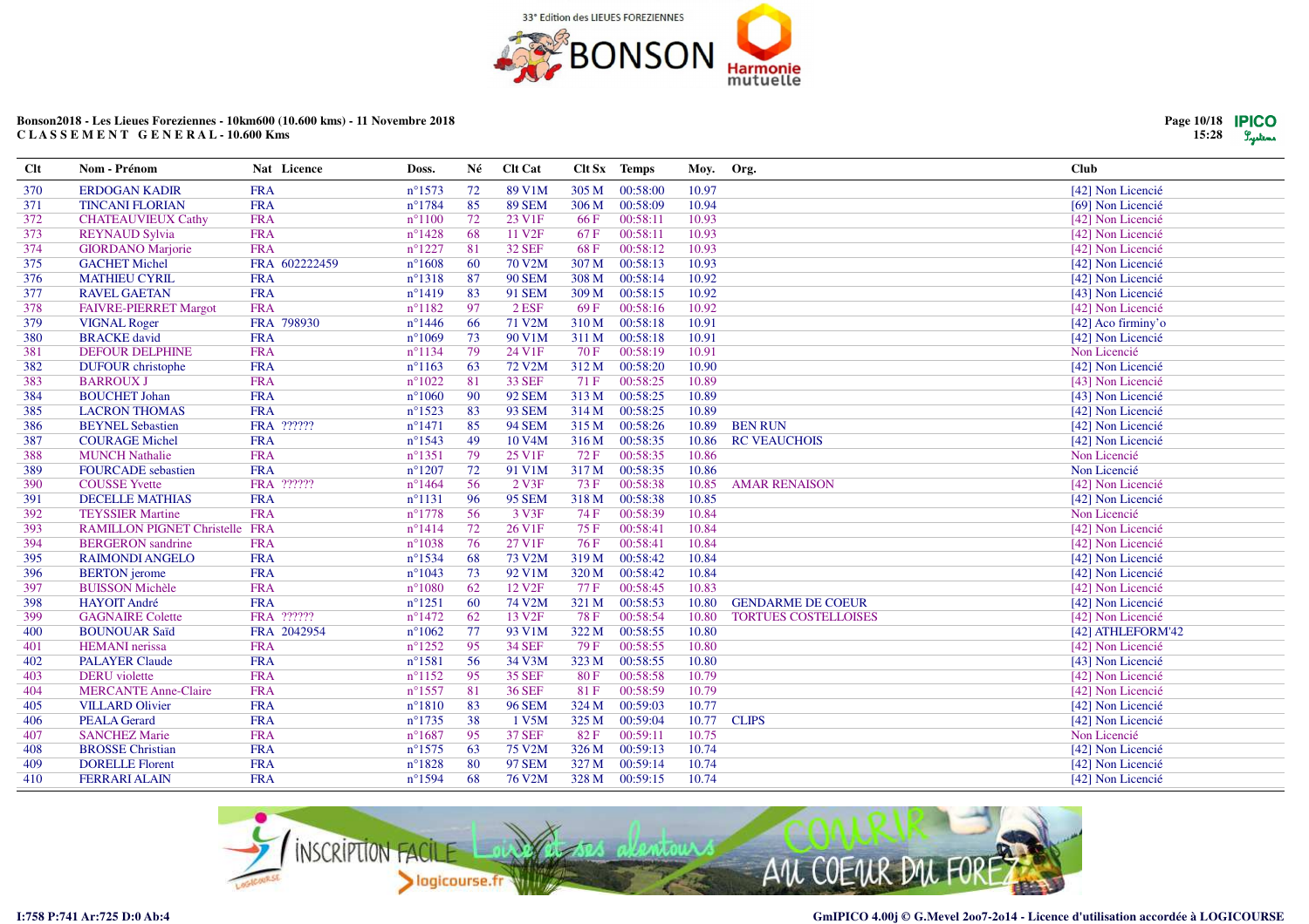**Bonson2018 - Les Lieues Foreziennes - 10km600 (10.600 kms) - 11 Novembre 2018**
**C L A S S E M E N T  G E N E R A L - 10.600 Kms**

| Clt | Nom - Prénom | Nat | Licence | Doss. | Né | Clt Cat | Clt Sx | Temps | Moy. | Org. | Club |
|---|---|---|---|---|---|---|---|---|---|---|---|
| 370 | ERDOGAN KADIR | FRA | | n°1573 | 72 | 89 V1M | 305 M | 00:58:00 | 10.97 | | [42] Non Licencié |
| 371 | TINCANI FLORIAN | FRA | | n°1784 | 85 | 89 SEM | 306 M | 00:58:09 | 10.94 | | [69] Non Licencié |
| 372 | CHATEAUVIEUX Cathy | FRA | | n°1100 | 72 | 23 V1F | 66 F | 00:58:11 | 10.93 | | [42] Non Licencié |
| 373 | REYNAUD Sylvia | FRA | | n°1428 | 68 | 11 V2F | 67 F | 00:58:11 | 10.93 | | [42] Non Licencié |
| 374 | GIORDANO Marjorie | FRA | | n°1227 | 81 | 32 SEF | 68 F | 00:58:12 | 10.93 | | [42] Non Licencié |
| 375 | GACHET Michel | FRA | 602222459 | n°1608 | 60 | 70 V2M | 307 M | 00:58:13 | 10.93 | | [42] Non Licencié |
| 376 | MATHIEU CYRIL | FRA | | n°1318 | 87 | 90 SEM | 308 M | 00:58:14 | 10.92 | | [42] Non Licencié |
| 377 | RAVEL GAETAN | FRA | | n°1419 | 83 | 91 SEM | 309 M | 00:58:15 | 10.92 | | [43] Non Licencié |
| 378 | FAIVRE-PIERRET Margot | FRA | | n°1182 | 97 | 2 ESF | 69 F | 00:58:16 | 10.92 | | [42] Non Licencié |
| 379 | VIGNAL Roger | FRA | 798930 | n°1446 | 66 | 71 V2M | 310 M | 00:58:18 | 10.91 | | [42] Aco firminy'o |
| 380 | BRACKE david | FRA | | n°1069 | 73 | 90 V1M | 311 M | 00:58:18 | 10.91 | | [42] Non Licencié |
| 381 | DEFOUR DELPHINE | FRA | | n°1134 | 79 | 24 V1F | 70 F | 00:58:19 | 10.91 | | Non Licencié |
| 382 | DUFOUR christophe | FRA | | n°1163 | 63 | 72 V2M | 312 M | 00:58:20 | 10.90 | | [42] Non Licencié |
| 383 | BARROUX J | FRA | | n°1022 | 81 | 33 SEF | 71 F | 00:58:25 | 10.89 | | [43] Non Licencié |
| 384 | BOUCHET Johan | FRA | | n°1060 | 90 | 92 SEM | 313 M | 00:58:25 | 10.89 | | [43] Non Licencié |
| 385 | LACRON THOMAS | FRA | | n°1523 | 83 | 93 SEM | 314 M | 00:58:25 | 10.89 | | [42] Non Licencié |
| 386 | BEYNEL Sebastien | FRA | ?????? | n°1471 | 85 | 94 SEM | 315 M | 00:58:26 | 10.89 | BEN RUN | [42] Non Licencié |
| 387 | COURAGE Michel | FRA | | n°1543 | 49 | 10 V4M | 316 M | 00:58:35 | 10.86 | RC VEAUCHOIS | [42] Non Licencié |
| 388 | MUNCH Nathalie | FRA | | n°1351 | 79 | 25 V1F | 72 F | 00:58:35 | 10.86 | | Non Licencié |
| 389 | FOURCADE sebastien | FRA | | n°1207 | 72 | 91 V1M | 317 M | 00:58:35 | 10.86 | | Non Licencié |
| 390 | COUSSE Yvette | FRA | ?????? | n°1464 | 56 | 2 V3F | 73 F | 00:58:38 | 10.85 | AMAR RENAISON | [42] Non Licencié |
| 391 | DECELLE MATHIAS | FRA | | n°1131 | 96 | 95 SEM | 318 M | 00:58:38 | 10.85 | | [42] Non Licencié |
| 392 | TEYSSIER Martine | FRA | | n°1778 | 56 | 3 V3F | 74 F | 00:58:39 | 10.84 | | Non Licencié |
| 393 | RAMILLON PIGNET Christelle | FRA | | n°1414 | 72 | 26 V1F | 75 F | 00:58:41 | 10.84 | | [42] Non Licencié |
| 394 | BERGERON sandrine | FRA | | n°1038 | 76 | 27 V1F | 76 F | 00:58:41 | 10.84 | | [42] Non Licencié |
| 395 | RAIMONDI ANGELO | FRA | | n°1534 | 68 | 73 V2M | 319 M | 00:58:42 | 10.84 | | [42] Non Licencié |
| 396 | BERTON jerome | FRA | | n°1043 | 73 | 92 V1M | 320 M | 00:58:42 | 10.84 | | [42] Non Licencié |
| 397 | BUISSON Michèle | FRA | | n°1080 | 62 | 12 V2F | 77 F | 00:58:45 | 10.83 | | [42] Non Licencié |
| 398 | HAYOIT André | FRA | | n°1251 | 60 | 74 V2M | 321 M | 00:58:53 | 10.80 | GENDARME DE COEUR | [42] Non Licencié |
| 399 | GAGNAIRE Colette | FRA | ?????? | n°1472 | 62 | 13 V2F | 78 F | 00:58:54 | 10.80 | TORTUES COSTELLOISES | [42] Non Licencié |
| 400 | BOUNOUAR Saïd | FRA | 2042954 | n°1062 | 77 | 93 V1M | 322 M | 00:58:55 | 10.80 | | [42] ATHLEFORM'42 |
| 401 | HEMANI nerissa | FRA | | n°1252 | 95 | 34 SEF | 79 F | 00:58:55 | 10.80 | | [42] Non Licencié |
| 402 | PALAYER Claude | FRA | | n°1581 | 56 | 34 V3M | 323 M | 00:58:55 | 10.80 | | [43] Non Licencié |
| 403 | DERU violette | FRA | | n°1152 | 95 | 35 SEF | 80 F | 00:58:58 | 10.79 | | [42] Non Licencié |
| 404 | MERCANTE Anne-Claire | FRA | | n°1557 | 81 | 36 SEF | 81 F | 00:58:59 | 10.79 | | [42] Non Licencié |
| 405 | VILLARD Olivier | FRA | | n°1810 | 83 | 96 SEM | 324 M | 00:59:03 | 10.77 | | [42] Non Licencié |
| 406 | PEALA Gerard | FRA | | n°1735 | 38 | 1 V5M | 325 M | 00:59:04 | 10.77 | CLIPS | [42] Non Licencié |
| 407 | SANCHEZ Marie | FRA | | n°1687 | 95 | 37 SEF | 82 F | 00:59:11 | 10.75 | | Non Licencié |
| 408 | BROSSE Christian | FRA | | n°1575 | 63 | 75 V2M | 326 M | 00:59:13 | 10.74 | | [42] Non Licencié |
| 409 | DORELLE Florent | FRA | | n°1828 | 80 | 97 SEM | 327 M | 00:59:14 | 10.74 | | [42] Non Licencié |
| 410 | FERRARI ALAIN | FRA | | n°1594 | 68 | 76 V2M | 328 M | 00:59:15 | 10.74 | | [42] Non Licencié |

I:758 P:741 Ar:725 D:0 Ab:4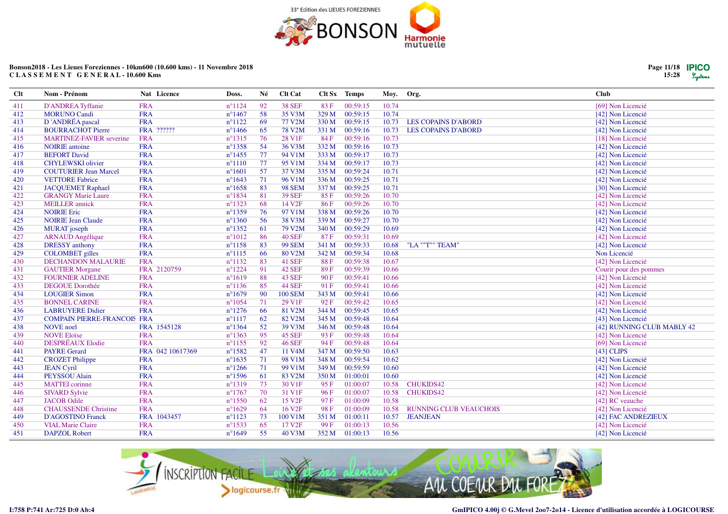33° Edition des LIEUES FOREZIENNES BONSON Harmonie mutuelle

**Bonson2018 - Les Lieues Foreziennes - 10km600 (10.600 kms) - 11 Novembre 2018**
**C L A S S E M E N T G E N E R A L - 10.600 Kms**

| Clt | Nom - Prénom | Nat | Licence | Doss. | Né | Clt Cat | Clt Sx | Temps | Moy. | Org. | Club |
|---|---|---|---|---|---|---|---|---|---|---|---|
| 411 | D'ANDREA Tyffanie | FRA | | n°1124 | 92 | 38 SEF | 83 F | 00:59:15 | 10.74 | | [69] Non Licencié |
| 412 | MORUNO Candi | FRA | | n°1467 | 58 | 35 V3M | 329 M | 00:59:15 | 10.74 | | [42] Non Licencié |
| 413 | D 'ANDRÉA pascal | FRA | | n°1122 | 69 | 77 V2M | 330 M | 00:59:15 | 10.73 | LES COPAINS D'ABORD | [42] Non Licencié |
| 414 | BOURRACHOT Pierre | FRA | ?????? | n°1466 | 65 | 78 V2M | 331 M | 00:59:16 | 10.73 | LES COPAINS D'ABORD | [42] Non Licencié |
| 415 | MARTINEZ-FAVIER severine | FRA | | n°1315 | 76 | 28 V1F | 84 F | 00:59:16 | 10.73 | | [18] Non Licencié |
| 416 | NOIRIE antoine | FRA | | n°1358 | 54 | 36 V3M | 332 M | 00:59:16 | 10.73 | | [42] Non Licencié |
| 417 | BEFORT David | FRA | | n°1455 | 77 | 94 V1M | 333 M | 00:59:17 | 10.73 | | [42] Non Licencié |
| 418 | CHYLEWSKI olivier | FRA | | n°1110 | 77 | 95 V1M | 334 M | 00:59:17 | 10.73 | | [42] Non Licencié |
| 419 | COUTURIER Jean Marcel | FRA | | n°1601 | 57 | 37 V3M | 335 M | 00:59:24 | 10.71 | | [42] Non Licencié |
| 420 | VETTORE Fabrice | FRA | | n°1643 | 71 | 96 V1M | 336 M | 00:59:25 | 10.71 | | [42] Non Licencié |
| 421 | JACQUEMET Raphael | FRA | | n°1658 | 83 | 98 SEM | 337 M | 00:59:25 | 10.71 | | [30] Non Licencié |
| 422 | GRANGY Marie Laure | FRA | | n°1834 | 81 | 39 SEF | 85 F | 00:59:26 | 10.70 | | [42] Non Licencié |
| 423 | MEILLER annick | FRA | | n°1323 | 68 | 14 V2F | 86 F | 00:59:26 | 10.70 | | [42] Non Licencié |
| 424 | NOIRIE Eric | FRA | | n°1359 | 76 | 97 V1M | 338 M | 00:59:26 | 10.70 | | [42] Non Licencié |
| 425 | NOIRIE Jean Claude | FRA | | n°1360 | 56 | 38 V3M | 339 M | 00:59:27 | 10.70 | | [42] Non Licencié |
| 426 | MURAT joseph | FRA | | n°1352 | 61 | 79 V2M | 340 M | 00:59:29 | 10.69 | | [42] Non Licencié |
| 427 | ARNAUD Angélique | FRA | | n°1012 | 86 | 40 SEF | 87 F | 00:59:31 | 10.69 | | [42] Non Licencié |
| 428 | DRESSY anthony | FRA | | n°1158 | 83 | 99 SEM | 341 M | 00:59:33 | 10.68 | "LA ""T"" TEAM" | [42] Non Licencié |
| 429 | COLOMBET gilles | FRA | | n°1115 | 66 | 80 V2M | 342 M | 00:59:34 | 10.68 | | Non Licencié |
| 430 | DECHANDON MALAURIE | FRA | | n°1132 | 83 | 41 SEF | 88 F | 00:59:38 | 10.67 | | [42] Non Licencié |
| 431 | GAUTIER Morgane | FRA | 2120759 | n°1224 | 91 | 42 SEF | 89 F | 00:59:39 | 10.66 | | Courir pour des pommes |
| 432 | FOURNIER ADELINE | FRA | | n°1619 | 88 | 43 SEF | 90 F | 00:59:41 | 10.66 | | [42] Non Licencié |
| 433 | DEGOUE Dorothée | FRA | | n°1136 | 85 | 44 SEF | 91 F | 00:59:41 | 10.66 | | [42] Non Licencié |
| 434 | LOUGIER Simon | FRA | | n°1679 | 90 | 100 SEM | 343 M | 00:59:41 | 10.66 | | [42] Non Licencié |
| 435 | BONNEL CARINE | FRA | | n°1054 | 71 | 29 V1F | 92 F | 00:59:42 | 10.65 | | [42] Non Licencié |
| 436 | LABRUYERE Didier | FRA | | n°1276 | 66 | 81 V2M | 344 M | 00:59:45 | 10.65 | | [42] Non Licencié |
| 437 | COMPAIN PIERRE-FRANCOIS | FRA | | n°1117 | 62 | 82 V2M | 345 M | 00:59:48 | 10.64 | | [43] Non Licencié |
| 438 | NOVE noel | FRA | 1545128 | n°1364 | 52 | 39 V3M | 346 M | 00:59:48 | 10.64 | | [42] RUNNING CLUB MABLY 42 |
| 439 | NOVE Eloïse | FRA | | n°1363 | 95 | 45 SEF | 93 F | 00:59:48 | 10.64 | | [42] Non Licencié |
| 440 | DESPRÉAUX Elodie | FRA | | n°1155 | 92 | 46 SEF | 94 F | 00:59:48 | 10.64 | | [69] Non Licencié |
| 441 | PAYRE Gerard | FRA | 042 10617369 | n°1582 | 47 | 11 V4M | 347 M | 00:59:50 | 10.63 | | [43] CLIPS |
| 442 | CROZET Philippe | FRA | | n°1635 | 71 | 98 V1M | 348 M | 00:59:54 | 10.62 | | [42] Non Licencié |
| 443 | JEAN Cyril | FRA | | n°1266 | 71 | 99 V1M | 349 M | 00:59:59 | 10.60 | | [42] Non Licencié |
| 444 | PEYSSOU Alain | FRA | | n°1596 | 61 | 83 V2M | 350 M | 01:00:01 | 10.60 | | [42] Non Licencié |
| 445 | MATTEI corinne | FRA | | n°1319 | 73 | 30 V1F | 95 F | 01:00:07 | 10.58 | CHUKIDS42 | [42] Non Licencié |
| 446 | SIVARD Sylvie | FRA | | n°1767 | 70 | 31 V1F | 96 F | 01:00:07 | 10.58 | CHUKIDS42 | [42] Non Licencié |
| 447 | JACOB Odile | FRA | | n°1550 | 62 | 15 V2F | 97 F | 01:00:09 | 10.58 | | [42] RC veauche |
| 448 | CHAUSSENDE Christine | FRA | | n°1629 | 64 | 16 V2F | 98 F | 01:00:09 | 10.58 | RUNNING CLUB VEAUCHOIS | [42] Non Licencié |
| 449 | D'AGOSTINO Franck | FRA | 1043457 | n°1123 | 73 | 100 V1M | 351 M | 01:00:11 | 10.57 | JEANJEAN | [42] FAC ANDREZIEUX |
| 450 | VIAL Marie Claire | FRA | | n°1533 | 65 | 17 V2F | 99 F | 01:00:13 | 10.56 | | [42] Non Licencié |
| 451 | DAPZOL Robert | FRA | | n°1649 | 55 | 40 V3M | 352 M | 01:00:13 | 10.56 | | [42] Non Licencié |

INSCRIPTION FACILE Loire et ses alentours logicourse.fr COURIR AU COEUR DU FOREZ

I:758 P:741 Ar:725 D:0 Ab:4

GmIPICO 4.00j © G.Mevel 2oo7-2o14 - Licence d'utilisation accordée à LOGICOURSE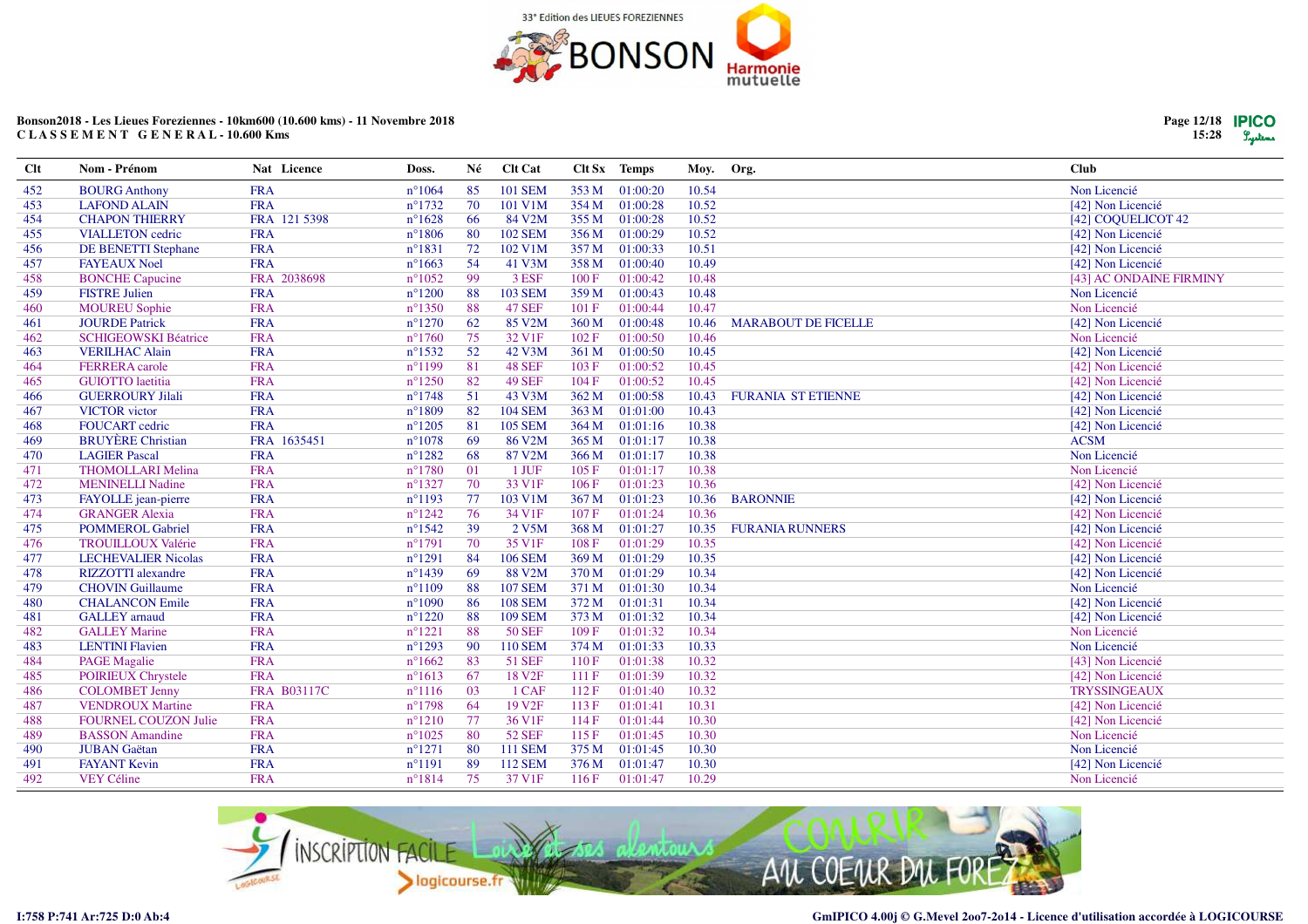33° Edition des LIEUES FOREZIENNES

**Bonson2018 - Les Lieues Foreziennes - 10km600 (10.600 kms) - 11 Novembre 2018**
**C L A S S E M E N T   G E N E R A L - 10.600 Kms**

| Clt | Nom - Prénom | Nat | Licence | Doss. | Né | Clt Cat | Clt Sx | Temps | Moy. | Org. | Club |
|---|---|---|---|---|---|---|---|---|---|---|---|
| 452 | BOURG Anthony | FRA | | n°1064 | 85 | 101 SEM | 353 M | 01:00:20 | 10.54 | | Non Licencié |
| 453 | LAFOND ALAIN | FRA | | n°1732 | 70 | 101 V1M | 354 M | 01:00:28 | 10.52 | | [42] Non Licencié |
| 454 | CHAPON THIERRY | FRA | 121 5398 | n°1628 | 66 | 84 V2M | 355 M | 01:00:28 | 10.52 | | [42] COQUELICOT 42 |
| 455 | VIALLETON cedric | FRA | | n°1806 | 80 | 102 SEM | 356 M | 01:00:29 | 10.52 | | [42] Non Licencié |
| 456 | DE BENETTI Stephane | FRA | | n°1831 | 72 | 102 V1M | 357 M | 01:00:33 | 10.51 | | [42] Non Licencié |
| 457 | FAYEAUX Noel | FRA | | n°1663 | 54 | 41 V3M | 358 M | 01:00:40 | 10.49 | | [42] Non Licencié |
| 458 | BONCHE Capucine | FRA | 2038698 | n°1052 | 99 | 3 ESF | 100 F | 01:00:42 | 10.48 | | [43] AC ONDAINE FIRMINY |
| 459 | FISTRE Julien | FRA | | n°1200 | 88 | 103 SEM | 359 M | 01:00:43 | 10.48 | | Non Licencié |
| 460 | MOUREU Sophie | FRA | | n°1350 | 88 | 47 SEF | 101 F | 01:00:44 | 10.47 | | Non Licencié |
| 461 | JOURDE Patrick | FRA | | n°1270 | 62 | 85 V2M | 360 M | 01:00:48 | 10.46 | MARABOUT DE FICELLE | [42] Non Licencié |
| 462 | SCHIGEOWSKI Béatrice | FRA | | n°1760 | 75 | 32 V1F | 102 F | 01:00:50 | 10.46 | | Non Licencié |
| 463 | VERILHAC Alain | FRA | | n°1532 | 52 | 42 V3M | 361 M | 01:00:50 | 10.45 | | [42] Non Licencié |
| 464 | FERRERA carole | FRA | | n°1199 | 81 | 48 SEF | 103 F | 01:00:52 | 10.45 | | [42] Non Licencié |
| 465 | GUIOTTO laetitia | FRA | | n°1250 | 82 | 49 SEF | 104 F | 01:00:52 | 10.45 | | [42] Non Licencié |
| 466 | GUERROURY Jilali | FRA | | n°1748 | 51 | 43 V3M | 362 M | 01:00:58 | 10.43 | FURANIA ST ETIENNE | [42] Non Licencié |
| 467 | VICTOR victor | FRA | | n°1809 | 82 | 104 SEM | 363 M | 01:01:00 | 10.43 | | [42] Non Licencié |
| 468 | FOUCART cedric | FRA | | n°1205 | 81 | 105 SEM | 364 M | 01:01:16 | 10.38 | | [42] Non Licencié |
| 469 | BRUYÈRE Christian | FRA | 1635451 | n°1078 | 69 | 86 V2M | 365 M | 01:01:17 | 10.38 | | ACSM |
| 470 | LAGIER Pascal | FRA | | n°1282 | 68 | 87 V2M | 366 M | 01:01:17 | 10.38 | | Non Licencié |
| 471 | THOMOLLARI Melina | FRA | | n°1780 | 01 | 1 JUF | 105 F | 01:01:17 | 10.38 | | Non Licencié |
| 472 | MENINELLI Nadine | FRA | | n°1327 | 70 | 33 V1F | 106 F | 01:01:23 | 10.36 | | [42] Non Licencié |
| 473 | FAYOLLE jean-pierre | FRA | | n°1193 | 77 | 103 V1M | 367 M | 01:01:23 | 10.36 | BARONNIE | [42] Non Licencié |
| 474 | GRANGER Alexia | FRA | | n°1242 | 76 | 34 V1F | 107 F | 01:01:24 | 10.36 | | [42] Non Licencié |
| 475 | POMMEROL Gabriel | FRA | | n°1542 | 39 | 2 V5M | 368 M | 01:01:27 | 10.35 | FURANIA RUNNERS | [42] Non Licencié |
| 476 | TROUILLOUX Valérie | FRA | | n°1791 | 70 | 35 V1F | 108 F | 01:01:29 | 10.35 | | [42] Non Licencié |
| 477 | LECHEVALIER Nicolas | FRA | | n°1291 | 84 | 106 SEM | 369 M | 01:01:29 | 10.35 | | [42] Non Licencié |
| 478 | RIZZOTTI alexandre | FRA | | n°1439 | 69 | 88 V2M | 370 M | 01:01:29 | 10.34 | | [42] Non Licencié |
| 479 | CHOVIN Guillaume | FRA | | n°1109 | 88 | 107 SEM | 371 M | 01:01:30 | 10.34 | | Non Licencié |
| 480 | CHALANCON Emile | FRA | | n°1090 | 86 | 108 SEM | 372 M | 01:01:31 | 10.34 | | [42] Non Licencié |
| 481 | GALLEY arnaud | FRA | | n°1220 | 88 | 109 SEM | 373 M | 01:01:32 | 10.34 | | [42] Non Licencié |
| 482 | GALLEY Marine | FRA | | n°1221 | 88 | 50 SEF | 109 F | 01:01:32 | 10.34 | | Non Licencié |
| 483 | LENTINI Flavien | FRA | | n°1293 | 90 | 110 SEM | 374 M | 01:01:33 | 10.33 | | Non Licencié |
| 484 | PAGE Magalie | FRA | | n°1662 | 83 | 51 SEF | 110 F | 01:01:38 | 10.32 | | [43] Non Licencié |
| 485 | POIRIEUX Chrystele | FRA | | n°1613 | 67 | 18 V2F | 111 F | 01:01:39 | 10.32 | | [42] Non Licencié |
| 486 | COLOMBET Jenny | FRA | B03117C | n°1116 | 03 | 1 CAF | 112 F | 01:01:40 | 10.32 | | TRYSSINGEAUX |
| 487 | VENDROUX Martine | FRA | | n°1798 | 64 | 19 V2F | 113 F | 01:01:41 | 10.31 | | [42] Non Licencié |
| 488 | FOURNEL COUZON Julie | FRA | | n°1210 | 77 | 36 V1F | 114 F | 01:01:44 | 10.30 | | [42] Non Licencié |
| 489 | BASSON Amandine | FRA | | n°1025 | 80 | 52 SEF | 115 F | 01:01:45 | 10.30 | | Non Licencié |
| 490 | JUBAN Gaëtan | FRA | | n°1271 | 80 | 111 SEM | 375 M | 01:01:45 | 10.30 | | Non Licencié |
| 491 | FAYANT Kevin | FRA | | n°1191 | 89 | 112 SEM | 376 M | 01:01:47 | 10.30 | | [42] Non Licencié |
| 492 | VEY Céline | FRA | | n°1814 | 75 | 37 V1F | 116 F | 01:01:47 | 10.29 | | Non Licencié |

I:758 P:741 Ar:725 D:0 Ab:4

GmIPICO 4.00j © G.Mevel 2oo7-2o14 - Licence d'utilisation accordée à LOGICOURSE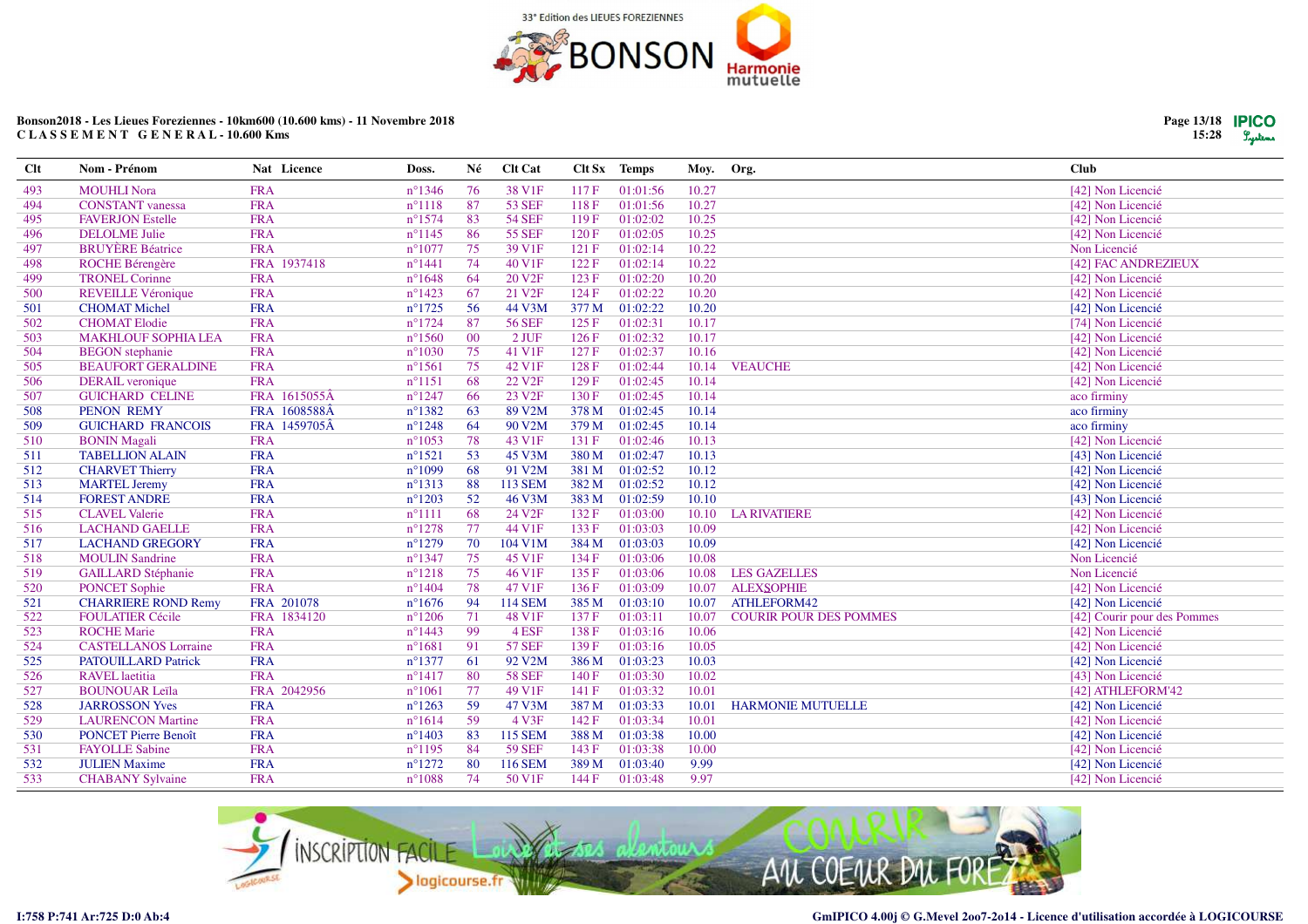33° Edition des LIEUES FOREZIENNES

**Bonson2018 - Les Lieues Foreziennes - 10km600 (10.600 kms) - 11 Novembre 2018**
**C L A S S E M E N T G E N E R A L - 10.600 Kms**

| Clt | Nom - Prénom | Nat | Licence | Doss. | Né | Clt Cat | Clt Sx | Temps | Moy. | Org. | Club |
|---|---|---|---|---|---|---|---|---|---|---|---|
| 493 | MOUHLI Nora | FRA | | n°1346 | 76 | 38 V1F | 117 F | 01:01:56 | 10.27 | | [42] Non Licencié |
| 494 | CONSTANT vanessa | FRA | | n°1118 | 87 | 53 SEF | 118 F | 01:01:56 | 10.27 | | [42] Non Licencié |
| 495 | FAVERJON Estelle | FRA | | n°1574 | 83 | 54 SEF | 119 F | 01:02:02 | 10.25 | | [42] Non Licencié |
| 496 | DELOLME Julie | FRA | | n°1145 | 86 | 55 SEF | 120 F | 01:02:05 | 10.25 | | [42] Non Licencié |
| 497 | BRUYÈRE Béatrice | FRA | | n°1077 | 75 | 39 V1F | 121 F | 01:02:14 | 10.22 | | Non Licencié |
| 498 | ROCHE Bérengère | FRA | 1937418 | n°1441 | 74 | 40 V1F | 122 F | 01:02:14 | 10.22 | | [42] FAC ANDREZIEUX |
| 499 | TRONEL Corinne | FRA | | n°1648 | 64 | 20 V2F | 123 F | 01:02:20 | 10.21 | | [42] Non Licencié |
| 500 | REVEILLE Véronique | FRA | | n°1423 | 67 | 21 V2F | 124 F | 01:02:22 | 10.20 | | [42] Non Licencié |
| 501 | CHOMAT Michel | FRA | | n°1725 | 56 | 44 V3M | 377 M | 01:02:22 | 10.20 | | [42] Non Licencié |
| 502 | CHOMAT Elodie | FRA | | n°1724 | 87 | 56 SEF | 125 F | 01:02:31 | 10.17 | | [74] Non Licencié |
| 503 | MAKHLOUF SOPHIA LEA | FRA | | n°1560 | 00 | 2 JUF | 126 F | 01:02:32 | 10.17 | | [42] Non Licencié |
| 504 | BEGON stephanie | FRA | | n°1030 | 75 | 41 V1F | 127 F | 01:02:37 | 10.16 | | [42] Non Licencié |
| 505 | BEAUFORT GERALDINE | FRA | | n°1561 | 75 | 42 V1F | 128 F | 01:02:44 | 10.14 | VEAUCHE | [42] Non Licencié |
| 506 | DERAIL veronique | FRA | | n°1151 | 68 | 22 V2F | 129 F | 01:02:45 | 10.14 | | [42] Non Licencié |
| 507 | GUICHARD CELINE | FRA | 1615055Â | n°1247 | 66 | 23 V2F | 130 F | 01:02:45 | 10.14 | | aco firminy |
| 508 | PENON REMY | FRA | 1608588Â | n°1382 | 63 | 89 V2M | 378 M | 01:02:45 | 10.14 | | aco firminy |
| 509 | GUICHARD FRANCOIS | FRA | 1459705Â | n°1248 | 64 | 90 V2M | 379 M | 01:02:45 | 10.14 | | aco firminy |
| 510 | BONIN Magali | FRA | | n°1053 | 78 | 43 V1F | 131 F | 01:02:46 | 10.13 | | [42] Non Licencié |
| 511 | TABELLION ALAIN | FRA | | n°1521 | 53 | 45 V3M | 380 M | 01:02:47 | 10.13 | | [43] Non Licencié |
| 512 | CHARVET Thierry | FRA | | n°1099 | 68 | 91 V2M | 381 M | 01:02:52 | 10.12 | | [42] Non Licencié |
| 513 | MARTEL Jeremy | FRA | | n°1313 | 88 | 113 SEM | 382 M | 01:02:52 | 10.12 | | [42] Non Licencié |
| 514 | FOREST ANDRE | FRA | | n°1203 | 52 | 46 V3M | 383 M | 01:02:59 | 10.10 | | [43] Non Licencié |
| 515 | CLAVEL Valerie | FRA | | n°1111 | 68 | 24 V2F | 132 F | 01:03:00 | 10.10 | LA RIVATIERE | [42] Non Licencié |
| 516 | LACHAND GAELLE | FRA | | n°1278 | 77 | 44 V1F | 133 F | 01:03:03 | 10.09 | | [42] Non Licencié |
| 517 | LACHAND GREGORY | FRA | | n°1279 | 70 | 104 V1M | 384 M | 01:03:03 | 10.09 | | [42] Non Licencié |
| 518 | MOULIN Sandrine | FRA | | n°1347 | 75 | 45 V1F | 134 F | 01:03:06 | 10.08 | | Non Licencié |
| 519 | GAILLARD Stéphanie | FRA | | n°1218 | 75 | 46 V1F | 135 F | 01:03:06 | 10.08 | LES GAZELLES | Non Licencié |
| 520 | PONCET Sophie | FRA | | n°1404 | 78 | 47 V1F | 136 F | 01:03:09 | 10.07 | ALEXSOPHIE | [42] Non Licencié |
| 521 | CHARRIERE ROND Remy | FRA | 201078 | n°1676 | 94 | 114 SEM | 385 M | 01:03:10 | 10.07 | ATHLEFORM42 | [42] Non Licencié |
| 522 | FOULATIER Cécile | FRA | 1834120 | n°1206 | 71 | 48 V1F | 137 F | 01:03:11 | 10.07 | COURIR POUR DES POMMES | [42] Courir pour des Pommes |
| 523 | ROCHE Marie | FRA | | n°1443 | 99 | 4 ESF | 138 F | 01:03:16 | 10.06 | | [42] Non Licencié |
| 524 | CASTELLANOS Lorraine | FRA | | n°1681 | 91 | 57 SEF | 139 F | 01:03:16 | 10.05 | | [42] Non Licencié |
| 525 | PATOUILLARD Patrick | FRA | | n°1377 | 61 | 92 V2M | 386 M | 01:03:23 | 10.03 | | [42] Non Licencié |
| 526 | RAVEL laetitia | FRA | | n°1417 | 80 | 58 SEF | 140 F | 01:03:30 | 10.02 | | [43] Non Licencié |
| 527 | BOUNOUAR Leïla | FRA | 2042956 | n°1061 | 77 | 49 V1F | 141 F | 01:03:32 | 10.01 | | [42] ATHLEFORM'42 |
| 528 | JARROSSON Yves | FRA | | n°1263 | 59 | 47 V3M | 387 M | 01:03:33 | 10.01 | HARMONIE MUTUELLE | [42] Non Licencié |
| 529 | LAURENCON Martine | FRA | | n°1614 | 59 | 4 V3F | 142 F | 01:03:34 | 10.01 | | [42] Non Licencié |
| 530 | PONCET Pierre Benoît | FRA | | n°1403 | 83 | 115 SEM | 388 M | 01:03:38 | 10.00 | | [42] Non Licencié |
| 531 | FAYOLLE Sabine | FRA | | n°1195 | 84 | 59 SEF | 143 F | 01:03:38 | 10.00 | | [42] Non Licencié |
| 532 | JULIEN Maxime | FRA | | n°1272 | 80 | 116 SEM | 389 M | 01:03:40 | 9.99 | | [42] Non Licencié |
| 533 | CHABANY Sylvaine | FRA | | n°1088 | 74 | 50 V1F | 144 F | 01:03:48 | 9.97 | | [42] Non Licencié |

I:758 P:741 Ar:725 D:0 Ab:4

GmIPICO 4.00j © G.Mevel 2007-2014 - Licence d'utilisation accordée à LOGICOURSE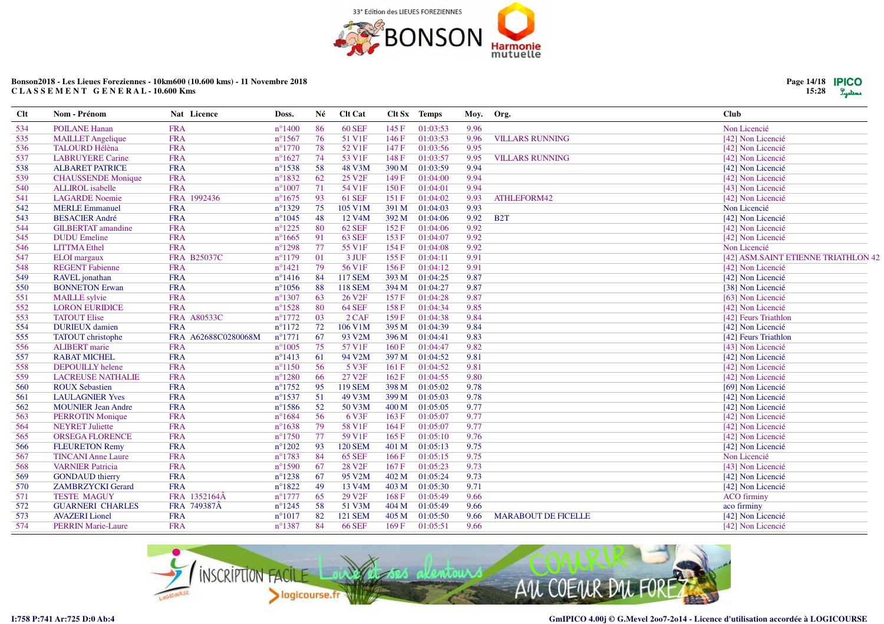Bonson2018 - Les Lieues Foreziennes - 10km600 (10.600 kms) - 11 Novembre 2018
**C L A S S E M E N T   G E N E R A L - 10.600 Kms**

| Clt | Nom - Prénom | Nat | Licence | Doss. | Né | Clt Cat | Clt Sx | Temps | Moy. | Org. | Club |
|---|---|---|---|---|---|---|---|---|---|---|---|
| 534 | POILANE Hanan | FRA | | n°1400 | 86 | 60 SEF | 145 F | 01:03:53 | 9.96 | | Non Licencié |
| 535 | MAILLET Angelique | FRA | | n°1567 | 76 | 51 V1F | 146 F | 01:03:53 | 9.96 | VILLARS RUNNING | [42] Non Licencié |
| 536 | TALOURD Hélèna | FRA | | n°1770 | 78 | 52 V1F | 147 F | 01:03:56 | 9.95 | | [42] Non Licencié |
| 537 | LABRUYERE Carine | FRA | | n°1627 | 74 | 53 V1F | 148 F | 01:03:57 | 9.95 | VILLARS RUNNING | [42] Non Licencié |
| 538 | ALBARET PATRICE | FRA | | n°1538 | 58 | 48 V3M | 390 M | 01:03:59 | 9.94 | | [42] Non Licencié |
| 539 | CHAUSSENDE Monique | FRA | | n°1832 | 62 | 25 V2F | 149 F | 01:04:00 | 9.94 | | [42] Non Licencié |
| 540 | ALLIROL isabelle | FRA | | n°1007 | 71 | 54 V1F | 150 F | 01:04:01 | 9.94 | | [43] Non Licencié |
| 541 | LAGARDE Noemie | FRA | 1992436 | n°1675 | 93 | 61 SEF | 151 F | 01:04:02 | 9.93 | ATHLEFORM42 | [42] Non Licencié |
| 542 | MERLE Emmanuel | FRA | | n°1329 | 75 | 105 V1M | 391 M | 01:04:03 | 9.93 | | Non Licencié |
| 543 | BESACIER André | FRA | | n°1045 | 48 | 12 V4M | 392 M | 01:04:06 | 9.92 | B2T | [42] Non Licencié |
| 544 | GILBERTAT amandine | FRA | | n°1225 | 80 | 62 SEF | 152 F | 01:04:06 | 9.92 | | [42] Non Licencié |
| 545 | DUDU Emeline | FRA | | n°1665 | 91 | 63 SEF | 153 F | 01:04:07 | 9.92 | | [42] Non Licencié |
| 546 | LITTMA Ethel | FRA | | n°1298 | 77 | 55 V1F | 154 F | 01:04:08 | 9.92 | | Non Licencié |
| 547 | ELOI margaux | FRA | B25037C | n°1179 | 01 | 3 JUF | 155 F | 01:04:11 | 9.91 | | [42] ASM.SAINT ETIENNE TRIATHLON 42 |
| 548 | REGENT Fabienne | FRA | | n°1421 | 79 | 56 V1F | 156 F | 01:04:12 | 9.91 | | [42] Non Licencié |
| 549 | RAVEL jonathan | FRA | | n°1416 | 84 | 117 SEM | 393 M | 01:04:25 | 9.87 | | [42] Non Licencié |
| 550 | BONNETON Erwan | FRA | | n°1056 | 88 | 118 SEM | 394 M | 01:04:27 | 9.87 | | [38] Non Licencié |
| 551 | MAILLE sylvie | FRA | | n°1307 | 63 | 26 V2F | 157 F | 01:04:28 | 9.87 | | [63] Non Licencié |
| 552 | LORON EURIDICE | FRA | | n°1528 | 80 | 64 SEF | 158 F | 01:04:34 | 9.85 | | [42] Non Licencié |
| 553 | TATOUT Elise | FRA | A80533C | n°1772 | 03 | 2 CAF | 159 F | 01:04:38 | 9.84 | | [42] Feurs Triathlon |
| 554 | DURIEUX damien | FRA | | n°1172 | 72 | 106 V1M | 395 M | 01:04:39 | 9.84 | | [42] Non Licencié |
| 555 | TATOUT christophe | FRA | A62688C0280068M | n°1771 | 67 | 93 V2M | 396 M | 01:04:41 | 9.83 | | [42] Feurs Triathlon |
| 556 | ALIBERT marie | FRA | | n°1005 | 75 | 57 V1F | 160 F | 01:04:47 | 9.82 | | [43] Non Licencié |
| 557 | RABAT MICHEL | FRA | | n°1413 | 61 | 94 V2M | 397 M | 01:04:52 | 9.81 | | [42] Non Licencié |
| 558 | DEPOUILLY helene | FRA | | n°1150 | 56 | 5 V3F | 161 F | 01:04:52 | 9.81 | | [42] Non Licencié |
| 559 | LACREUSE NATHALIE | FRA | | n°1280 | 66 | 27 V2F | 162 F | 01:04:55 | 9.80 | | [42] Non Licencié |
| 560 | ROUX Sebastien | FRA | | n°1752 | 95 | 119 SEM | 398 M | 01:05:02 | 9.78 | | [69] Non Licencié |
| 561 | LAULAGNIER Yves | FRA | | n°1537 | 51 | 49 V3M | 399 M | 01:05:03 | 9.78 | | [42] Non Licencié |
| 562 | MOUNIER Jean Andre | FRA | | n°1586 | 52 | 50 V3M | 400 M | 01:05:05 | 9.77 | | [42] Non Licencié |
| 563 | PERROTIN Monique | FRA | | n°1684 | 56 | 6 V3F | 163 F | 01:05:07 | 9.77 | | [42] Non Licencié |
| 564 | NEYRET Juliette | FRA | | n°1638 | 79 | 58 V1F | 164 F | 01:05:07 | 9.77 | | [42] Non Licencié |
| 565 | ORSEGA FLORENCE | FRA | | n°1750 | 77 | 59 V1F | 165 F | 01:05:10 | 9.76 | | [42] Non Licencié |
| 566 | FLEURETON Remy | FRA | | n°1202 | 93 | 120 SEM | 401 M | 01:05:13 | 9.75 | | [42] Non Licencié |
| 567 | TINCANI Anne Laure | FRA | | n°1783 | 84 | 65 SEF | 166 F | 01:05:15 | 9.75 | | Non Licencié |
| 568 | VARNIER Patricia | FRA | | n°1590 | 67 | 28 V2F | 167 F | 01:05:23 | 9.73 | | [43] Non Licencié |
| 569 | GONDAUD thierry | FRA | | n°1238 | 67 | 95 V2M | 402 M | 01:05:24 | 9.73 | | [42] Non Licencié |
| 570 | ZAMBRZYCKI Gerard | FRA | | n°1822 | 49 | 13 V4M | 403 M | 01:05:30 | 9.71 | | [42] Non Licencié |
| 571 | TESTE MAGUY | FRA | 1352164Â | n°1777 | 65 | 29 V2F | 168 F | 01:05:49 | 9.66 | | ACO firminy |
| 572 | GUARNERI CHARLES | FRA | 749387Â | n°1245 | 58 | 51 V3M | 404 M | 01:05:49 | 9.66 | | aco firminy |
| 573 | AVAZERI Lionel | FRA | | n°1017 | 82 | 121 SEM | 405 M | 01:05:50 | 9.66 | MARABOUT DE FICELLE | [42] Non Licencié |
| 574 | PERRIN Marie-Laure | FRA | | n°1387 | 84 | 66 SEF | 169 F | 01:05:51 | 9.66 | | [42] Non Licencié |

I:758 P:741 Ar:725 D:0 Ab:4

GmIPICO 4.00j © G.Mevel 2oo7-2o14 - Licence d'utilisation accordée à LOGICOURSE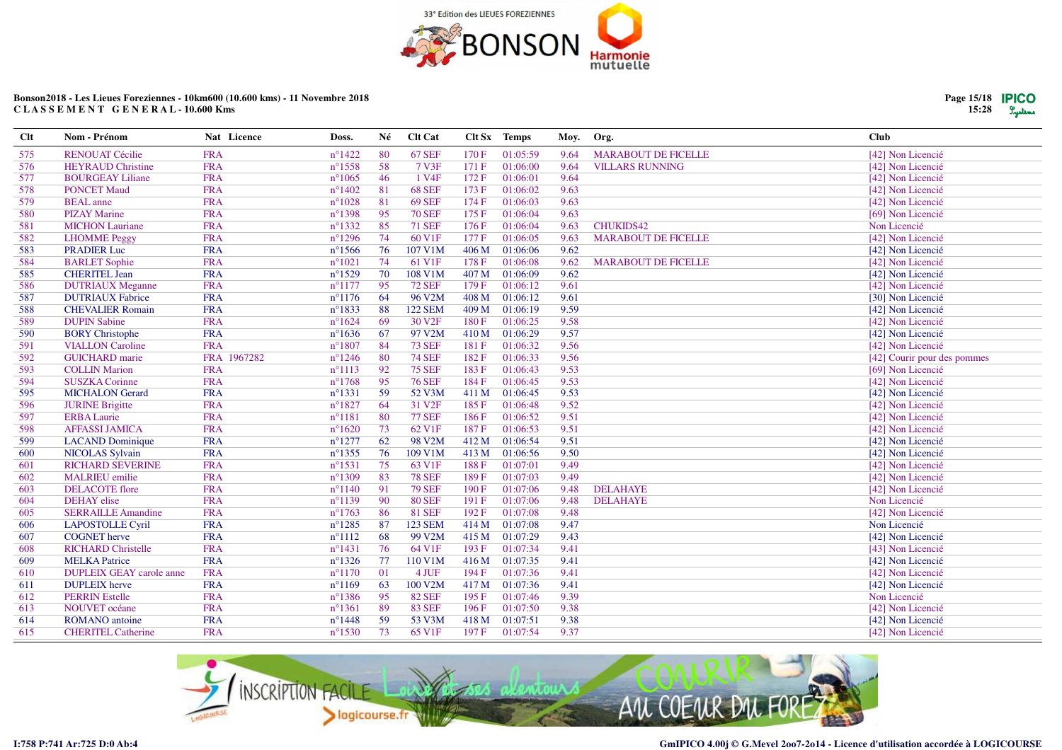**Bonson2018 - Les Lieues Foreziennes - 10km600 (10.600 kms) - 11 Novembre 2018**
**CLASSEMENT GENERAL - 10.600 Kms**

| Clt | Nom - Prénom | Nat | Licence | Doss. | Né | Clt Cat | Clt Sx | Temps | Moy. | Org. | Club |
|---|---|---|---|---|---|---|---|---|---|---|---|
| 575 | RENOUAT Cécilie | FRA | | n°1422 | 80 | 67 SEF | 170 F | 01:05:59 | 9.64 | MARABOUT DE FICELLE | [42] Non Licencié |
| 576 | HEYRAUD Christine | FRA | | n°1558 | 58 | 7 V3F | 171 F | 01:06:00 | 9.64 | VILLARS RUNNING | [42] Non Licencié |
| 577 | BOURGEAY Liliane | FRA | | n°1065 | 46 | 1 V4F | 172 F | 01:06:01 | 9.64 | | [42] Non Licencié |
| 578 | PONCET Maud | FRA | | n°1402 | 81 | 68 SEF | 173 F | 01:06:02 | 9.63 | | [42] Non Licencié |
| 579 | BEAL anne | FRA | | n°1028 | 81 | 69 SEF | 174 F | 01:06:03 | 9.63 | | [42] Non Licencié |
| 580 | PIZAY Marine | FRA | | n°1398 | 95 | 70 SEF | 175 F | 01:06:04 | 9.63 | | [69] Non Licencié |
| 581 | MICHON Lauriane | FRA | | n°1332 | 85 | 71 SEF | 176 F | 01:06:04 | 9.63 | CHUKIDS42 | Non Licencié |
| 582 | LHOMME Peggy | FRA | | n°1296 | 74 | 60 V1F | 177 F | 01:06:05 | 9.63 | MARABOUT DE FICELLE | [42] Non Licencié |
| 583 | PRADIER Luc | FRA | | n°1566 | 76 | 107 V1M | 406 M | 01:06:06 | 9.62 | | [42] Non Licencié |
| 584 | BARLET Sophie | FRA | | n°1021 | 74 | 61 V1F | 178 F | 01:06:08 | 9.62 | MARABOUT DE FICELLE | [42] Non Licencié |
| 585 | CHERITEL Jean | FRA | | n°1529 | 70 | 108 V1M | 407 M | 01:06:09 | 9.62 | | [42] Non Licencié |
| 586 | DUTRIAUX Meganne | FRA | | n°1177 | 95 | 72 SEF | 179 F | 01:06:12 | 9.61 | | [42] Non Licencié |
| 587 | DUTRIAUX Fabrice | FRA | | n°1176 | 64 | 96 V2M | 408 M | 01:06:12 | 9.61 | | [30] Non Licencié |
| 588 | CHEVALIER Romain | FRA | | n°1833 | 88 | 122 SEM | 409 M | 01:06:19 | 9.59 | | [42] Non Licencié |
| 589 | DUPIN Sabine | FRA | | n°1624 | 69 | 30 V2F | 180 F | 01:06:25 | 9.58 | | [42] Non Licencié |
| 590 | BORY Christophe | FRA | | n°1636 | 67 | 97 V2M | 410 M | 01:06:29 | 9.57 | | [42] Non Licencié |
| 591 | VIALLON Caroline | FRA | | n°1807 | 84 | 73 SEF | 181 F | 01:06:32 | 9.56 | | [42] Non Licencié |
| 592 | GUICHARD marie | FRA | 1967282 | n°1246 | 80 | 74 SEF | 182 F | 01:06:33 | 9.56 | | [42] Courir pour des pommes |
| 593 | COLLIN Marion | FRA | | n°1113 | 92 | 75 SEF | 183 F | 01:06:43 | 9.53 | | [69] Non Licencié |
| 594 | SUSZKA Corinne | FRA | | n°1768 | 95 | 76 SEF | 184 F | 01:06:45 | 9.53 | | [42] Non Licencié |
| 595 | MICHALON Gerard | FRA | | n°1331 | 59 | 52 V3M | 411 M | 01:06:45 | 9.53 | | [42] Non Licencié |
| 596 | JURINE Brigitte | FRA | | n°1827 | 64 | 31 V2F | 185 F | 01:06:48 | 9.52 | | [42] Non Licencié |
| 597 | ERBA Laurie | FRA | | n°1181 | 80 | 77 SEF | 186 F | 01:06:52 | 9.51 | | [42] Non Licencié |
| 598 | AFFASSI JAMICA | FRA | | n°1620 | 73 | 62 V1F | 187 F | 01:06:53 | 9.51 | | [42] Non Licencié |
| 599 | LACAND Dominique | FRA | | n°1277 | 62 | 98 V2M | 412 M | 01:06:54 | 9.51 | | [42] Non Licencié |
| 600 | NICOLAS Sylvain | FRA | | n°1355 | 76 | 109 V1M | 413 M | 01:06:56 | 9.50 | | [42] Non Licencié |
| 601 | RICHARD SEVERINE | FRA | | n°1531 | 75 | 63 V1F | 188 F | 01:07:01 | 9.49 | | [42] Non Licencié |
| 602 | MALRIEU emilie | FRA | | n°1309 | 83 | 78 SEF | 189 F | 01:07:03 | 9.49 | | [42] Non Licencié |
| 603 | DELACOTE flore | FRA | | n°1140 | 91 | 79 SEF | 190 F | 01:07:06 | 9.48 | DELAHAYE | [42] Non Licencié |
| 604 | DEHAY elise | FRA | | n°1139 | 90 | 80 SEF | 191 F | 01:07:06 | 9.48 | DELAHAYE | Non Licencié |
| 605 | SERRAILLE Amandine | FRA | | n°1763 | 86 | 81 SEF | 192 F | 01:07:08 | 9.48 | | [42] Non Licencié |
| 606 | LAPOSTOLLE Cyril | FRA | | n°1285 | 87 | 123 SEM | 414 M | 01:07:08 | 9.47 | | Non Licencié |
| 607 | COGNET herve | FRA | | n°1112 | 68 | 99 V2M | 415 M | 01:07:29 | 9.43 | | [42] Non Licencié |
| 608 | RICHARD Christelle | FRA | | n°1431 | 76 | 64 V1F | 193 F | 01:07:34 | 9.41 | | [43] Non Licencié |
| 609 | MELKA Patrice | FRA | | n°1326 | 77 | 110 V1M | 416 M | 01:07:35 | 9.41 | | [42] Non Licencié |
| 610 | DUPLEIX GEAY carole anne | FRA | | n°1170 | 01 | 4 JUF | 194 F | 01:07:36 | 9.41 | | [42] Non Licencié |
| 611 | DUPLEIX herve | FRA | | n°1169 | 63 | 100 V2M | 417 M | 01:07:36 | 9.41 | | [42] Non Licencié |
| 612 | PERRIN Estelle | FRA | | n°1386 | 95 | 82 SEF | 195 F | 01:07:46 | 9.39 | | Non Licencié |
| 613 | NOUVET océane | FRA | | n°1361 | 89 | 83 SEF | 196 F | 01:07:50 | 9.38 | | [42] Non Licencié |
| 614 | ROMANO antoine | FRA | | n°1448 | 59 | 53 V3M | 418 M | 01:07:51 | 9.38 | | [42] Non Licencié |
| 615 | CHERITEL Catherine | FRA | | n°1530 | 73 | 65 V1F | 197 F | 01:07:54 | 9.37 | | [42] Non Licencié |

I:758 P:741 Ar:725 D:0 Ab:4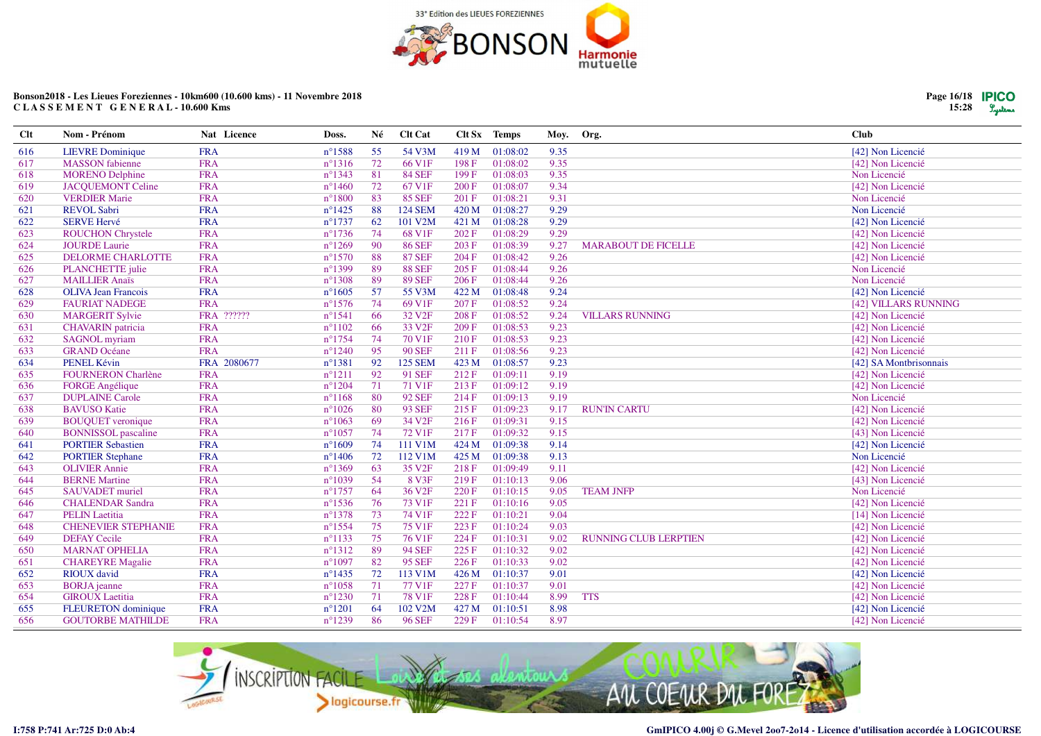**Bonson2018 - Les Lieues Foreziennes - 10km600 (10.600 kms) - 11 Novembre 2018**
**C L A S S E M E N T  G E N E R A L - 10.600 Kms**

| Clt | Nom - Prénom | Nat | Licence | Doss. | Né | Clt Cat | Clt Sx | Temps | Moy. | Org. | Club |
|---|---|---|---|---|---|---|---|---|---|---|---|
| 616 | LIEVRE Dominique | FRA | | n°1588 | 55 | 54 V3M | 419 M | 01:08:02 | 9.35 | | [42] Non Licencié |
| 617 | MASSON fabienne | FRA | | n°1316 | 72 | 66 V1F | 198 F | 01:08:02 | 9.35 | | [42] Non Licencié |
| 618 | MORENO Delphine | FRA | | n°1343 | 81 | 84 SEF | 199 F | 01:08:03 | 9.35 | | Non Licencié |
| 619 | JACQUEMONT Celine | FRA | | n°1460 | 72 | 67 V1F | 200 F | 01:08:07 | 9.34 | | [42] Non Licencié |
| 620 | VERDIER Marie | FRA | | n°1800 | 83 | 85 SEF | 201 F | 01:08:21 | 9.31 | | Non Licencié |
| 621 | REVOL Sabri | FRA | | n°1425 | 88 | 124 SEM | 420 M | 01:08:27 | 9.29 | | Non Licencié |
| 622 | SERVE Hervé | FRA | | n°1737 | 62 | 101 V2M | 421 M | 01:08:28 | 9.29 | | [42] Non Licencié |
| 623 | ROUCHON Chrystele | FRA | | n°1736 | 74 | 68 V1F | 202 F | 01:08:29 | 9.29 | | [42] Non Licencié |
| 624 | JOURDE Laurie | FRA | | n°1269 | 90 | 86 SEF | 203 F | 01:08:39 | 9.27 | MARABOUT DE FICELLE | [42] Non Licencié |
| 625 | DELORME CHARLOTTE | FRA | | n°1570 | 88 | 87 SEF | 204 F | 01:08:42 | 9.26 | | [42] Non Licencié |
| 626 | PLANCHETTE julie | FRA | | n°1399 | 89 | 88 SEF | 205 F | 01:08:44 | 9.26 | | Non Licencié |
| 627 | MAILLIER Anaïs | FRA | | n°1308 | 89 | 89 SEF | 206 F | 01:08:44 | 9.26 | | Non Licencié |
| 628 | OLIVA Jean Francois | FRA | | n°1605 | 57 | 55 V3M | 422 M | 01:08:48 | 9.24 | | [42] Non Licencié |
| 629 | FAURIAT NADEGE | FRA | | n°1576 | 74 | 69 V1F | 207 F | 01:08:52 | 9.24 | | [42] VILLARS RUNNING |
| 630 | MARGERIT Sylvie | FRA | ?????? | n°1541 | 66 | 32 V2F | 208 F | 01:08:52 | 9.24 | VILLARS RUNNING | [42] Non Licencié |
| 631 | CHAVARIN patricia | FRA | | n°1102 | 66 | 33 V2F | 209 F | 01:08:53 | 9.23 | | [42] Non Licencié |
| 632 | SAGNOL myriam | FRA | | n°1754 | 74 | 70 V1F | 210 F | 01:08:53 | 9.23 | | [42] Non Licencié |
| 633 | GRAND Océane | FRA | | n°1240 | 95 | 90 SEF | 211 F | 01:08:56 | 9.23 | | [42] Non Licencié |
| 634 | PENEL Kévin | FRA | 2080677 | n°1381 | 92 | 125 SEM | 423 M | 01:08:57 | 9.23 | | [42] SA Montbrisonnais |
| 635 | FOURNERON Charlène | FRA | | n°1211 | 92 | 91 SEF | 212 F | 01:09:11 | 9.19 | | [42] Non Licencié |
| 636 | FORGE Angélique | FRA | | n°1204 | 71 | 71 V1F | 213 F | 01:09:12 | 9.19 | | [42] Non Licencié |
| 637 | DUPLAINE Carole | FRA | | n°1168 | 80 | 92 SEF | 214 F | 01:09:13 | 9.19 | | Non Licencié |
| 638 | BAVUSO Katie | FRA | | n°1026 | 80 | 93 SEF | 215 F | 01:09:23 | 9.17 | RUN'IN CARTU | [42] Non Licencié |
| 639 | BOUQUET veronique | FRA | | n°1063 | 69 | 34 V2F | 216 F | 01:09:31 | 9.15 | | [42] Non Licencié |
| 640 | BONNISSOL pascaline | FRA | | n°1057 | 74 | 72 V1F | 217 F | 01:09:32 | 9.15 | | [43] Non Licencié |
| 641 | PORTIER Sebastien | FRA | | n°1609 | 74 | 111 V1M | 424 M | 01:09:38 | 9.14 | | [42] Non Licencié |
| 642 | PORTIER Stephane | FRA | | n°1406 | 72 | 112 V1M | 425 M | 01:09:38 | 9.13 | | Non Licencié |
| 643 | OLIVIER Annie | FRA | | n°1369 | 63 | 35 V2F | 218 F | 01:09:49 | 9.11 | | [42] Non Licencié |
| 644 | BERNE Martine | FRA | | n°1039 | 54 | 8 V3F | 219 F | 01:10:13 | 9.06 | | [43] Non Licencié |
| 645 | SAUVADET muriel | FRA | | n°1757 | 64 | 36 V2F | 220 F | 01:10:15 | 9.05 | TEAM JNFP | Non Licencié |
| 646 | CHALENDAR Sandra | FRA | | n°1536 | 76 | 73 V1F | 221 F | 01:10:16 | 9.05 | | [42] Non Licencié |
| 647 | PELIN Laetitia | FRA | | n°1378 | 73 | 74 V1F | 222 F | 01:10:21 | 9.04 | | [14] Non Licencié |
| 648 | CHENEVIER STEPHANIE | FRA | | n°1554 | 75 | 75 V1F | 223 F | 01:10:24 | 9.03 | | [42] Non Licencié |
| 649 | DEFAY Cecile | FRA | | n°1133 | 75 | 76 V1F | 224 F | 01:10:31 | 9.02 | RUNNING CLUB LERPTIEN | [42] Non Licencié |
| 650 | MARNAT OPHELIA | FRA | | n°1312 | 89 | 94 SEF | 225 F | 01:10:32 | 9.02 | | [42] Non Licencié |
| 651 | CHAREYRE Magalie | FRA | | n°1097 | 82 | 95 SEF | 226 F | 01:10:33 | 9.02 | | [42] Non Licencié |
| 652 | RIOUX david | FRA | | n°1435 | 72 | 113 V1M | 426 M | 01:10:37 | 9.01 | | [42] Non Licencié |
| 653 | BORJA jeanne | FRA | | n°1058 | 71 | 77 V1F | 227 F | 01:10:37 | 9.01 | | [42] Non Licencié |
| 654 | GIROUX Laetitia | FRA | | n°1230 | 71 | 78 V1F | 228 F | 01:10:44 | 8.99 | TTS | [42] Non Licencié |
| 655 | FLEURETON dominique | FRA | | n°1201 | 64 | 102 V2M | 427 M | 01:10:51 | 8.98 | | [42] Non Licencié |
| 656 | GOUTORBE MATHILDE | FRA | | n°1239 | 86 | 96 SEF | 229 F | 01:10:54 | 8.97 | | [42] Non Licencié |

I:758 P:741 Ar:725 D:0 Ab:4

GmIPICO 4.00j © G.Mevel 2oo7-2o14 - Licence d'utilisation accordée à LOGICOURSE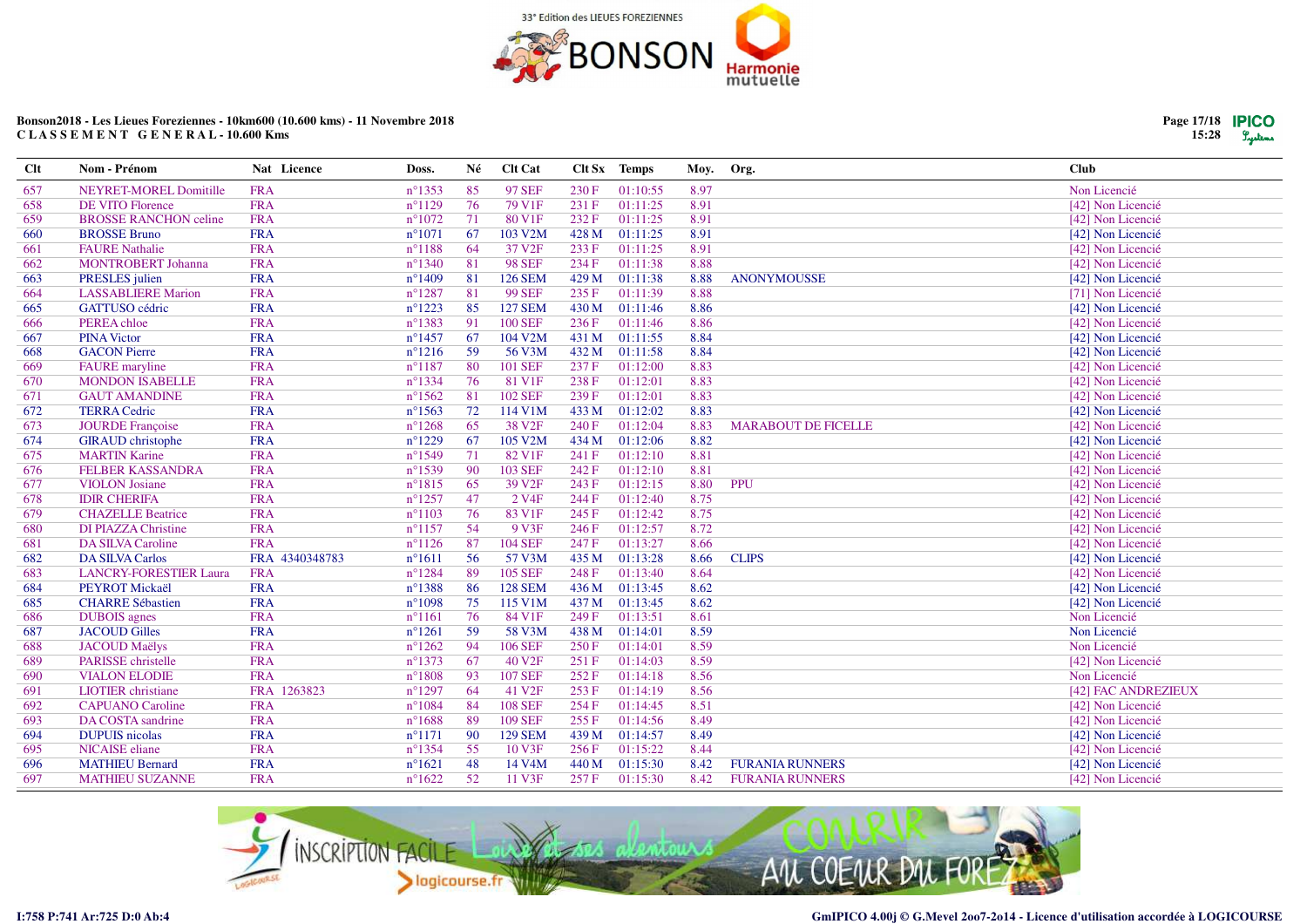**Bonson2018 - Les Lieues Foreziennes - 10km600 (10.600 kms) - 11 Novembre 2018**
**C L A S S E M E N T   G E N E R A L - 10.600 Kms**

| Clt | Nom - Prénom | Nat | Licence | Doss. | Né | Clt Cat | Clt Sx | Temps | Moy. | Org. | Club |
|---|---|---|---|---|---|---|---|---|---|---|---|
| 657 | NEYRET-MOREL Domitille | FRA | | n°1353 | 85 | 97 SEF | 230 F | 01:10:55 | 8.97 | | Non Licencié |
| 658 | DE VITO Florence | FRA | | n°1129 | 76 | 79 V1F | 231 F | 01:11:25 | 8.91 | | [42] Non Licencié |
| 659 | BROSSE RANCHON celine | FRA | | n°1072 | 71 | 80 V1F | 232 F | 01:11:25 | 8.91 | | [42] Non Licencié |
| 660 | BROSSE Bruno | FRA | | n°1071 | 67 | 103 V2M | 428 M | 01:11:25 | 8.91 | | [42] Non Licencié |
| 661 | FAURE Nathalie | FRA | | n°1188 | 64 | 37 V2F | 233 F | 01:11:25 | 8.91 | | [42] Non Licencié |
| 662 | MONTROBERT Johanna | FRA | | n°1340 | 81 | 98 SEF | 234 F | 01:11:38 | 8.88 | | [42] Non Licencié |
| 663 | PRESLES julien | FRA | | n°1409 | 81 | 126 SEM | 429 M | 01:11:38 | 8.88 | ANONYMOUSSE | [42] Non Licencié |
| 664 | LASSABLIERE Marion | FRA | | n°1287 | 81 | 99 SEF | 235 F | 01:11:39 | 8.88 | | [71] Non Licencié |
| 665 | GATTUSO cédric | FRA | | n°1223 | 85 | 127 SEM | 430 M | 01:11:46 | 8.86 | | [42] Non Licencié |
| 666 | PEREA chloe | FRA | | n°1383 | 91 | 100 SEF | 236 F | 01:11:46 | 8.86 | | [42] Non Licencié |
| 667 | PINA Victor | FRA | | n°1457 | 67 | 104 V2M | 431 M | 01:11:55 | 8.84 | | [42] Non Licencié |
| 668 | GACON Pierre | FRA | | n°1216 | 59 | 56 V3M | 432 M | 01:11:58 | 8.84 | | [42] Non Licencié |
| 669 | FAURE maryline | FRA | | n°1187 | 80 | 101 SEF | 237 F | 01:12:00 | 8.83 | | [42] Non Licencié |
| 670 | MONDON ISABELLE | FRA | | n°1334 | 76 | 81 V1F | 238 F | 01:12:01 | 8.83 | | [42] Non Licencié |
| 671 | GAUT AMANDINE | FRA | | n°1562 | 81 | 102 SEF | 239 F | 01:12:01 | 8.83 | | [42] Non Licencié |
| 672 | TERRA Cedric | FRA | | n°1563 | 72 | 114 V1M | 433 M | 01:12:02 | 8.83 | | [42] Non Licencié |
| 673 | JOURDE Françoise | FRA | | n°1268 | 65 | 38 V2F | 240 F | 01:12:04 | 8.83 | MARABOUT DE FICELLE | [42] Non Licencié |
| 674 | GIRAUD christophe | FRA | | n°1229 | 67 | 105 V2M | 434 M | 01:12:06 | 8.82 | | [42] Non Licencié |
| 675 | MARTIN Karine | FRA | | n°1549 | 71 | 82 V1F | 241 F | 01:12:10 | 8.81 | | [42] Non Licencié |
| 676 | FELBER KASSANDRA | FRA | | n°1539 | 90 | 103 SEF | 242 F | 01:12:10 | 8.81 | | [42] Non Licencié |
| 677 | VIOLON Josiane | FRA | | n°1815 | 65 | 39 V2F | 243 F | 01:12:15 | 8.80 | PPU | [42] Non Licencié |
| 678 | IDIR CHERIFA | FRA | | n°1257 | 47 | 2 V4F | 244 F | 01:12:40 | 8.75 | | [42] Non Licencié |
| 679 | CHAZELLE Beatrice | FRA | | n°1103 | 76 | 83 V1F | 245 F | 01:12:42 | 8.75 | | [42] Non Licencié |
| 680 | DI PIAZZA Christine | FRA | | n°1157 | 54 | 9 V3F | 246 F | 01:12:57 | 8.72 | | [42] Non Licencié |
| 681 | DA SILVA Caroline | FRA | | n°1126 | 87 | 104 SEF | 247 F | 01:13:27 | 8.66 | | [42] Non Licencié |
| 682 | DA SILVA Carlos | FRA | 4340348783 | n°1611 | 56 | 57 V3M | 435 M | 01:13:28 | 8.66 | CLIPS | [42] Non Licencié |
| 683 | LANCRY-FORESTIER Laura | FRA | | n°1284 | 89 | 105 SEF | 248 F | 01:13:40 | 8.64 | | [42] Non Licencié |
| 684 | PEYROT Mickaël | FRA | | n°1388 | 86 | 128 SEM | 436 M | 01:13:45 | 8.62 | | [42] Non Licencié |
| 685 | CHARRE Sébastien | FRA | | n°1098 | 75 | 115 V1M | 437 M | 01:13:45 | 8.62 | | [42] Non Licencié |
| 686 | DUBOIS agnes | FRA | | n°1161 | 76 | 84 V1F | 249 F | 01:13:51 | 8.61 | | Non Licencié |
| 687 | JACOUD Gilles | FRA | | n°1261 | 59 | 58 V3M | 438 M | 01:14:01 | 8.59 | | Non Licencié |
| 688 | JACOUD Maëlys | FRA | | n°1262 | 94 | 106 SEF | 250 F | 01:14:01 | 8.59 | | Non Licencié |
| 689 | PARISSE christelle | FRA | | n°1373 | 67 | 40 V2F | 251 F | 01:14:03 | 8.59 | | [42] Non Licencié |
| 690 | VIALON ELODIE | FRA | | n°1808 | 93 | 107 SEF | 252 F | 01:14:18 | 8.56 | | Non Licencié |
| 691 | LIOTIER christiane | FRA | 1263823 | n°1297 | 64 | 41 V2F | 253 F | 01:14:19 | 8.56 | | [42] FAC ANDREZIEUX |
| 692 | CAPUANO Caroline | FRA | | n°1084 | 84 | 108 SEF | 254 F | 01:14:45 | 8.51 | | [42] Non Licencié |
| 693 | DA COSTA sandrine | FRA | | n°1688 | 89 | 109 SEF | 255 F | 01:14:56 | 8.49 | | [42] Non Licencié |
| 694 | DUPUIS nicolas | FRA | | n°1171 | 90 | 129 SEM | 439 M | 01:14:57 | 8.49 | | [42] Non Licencié |
| 695 | NICAISE eliane | FRA | | n°1354 | 55 | 10 V3F | 256 F | 01:15:22 | 8.44 | | [42] Non Licencié |
| 696 | MATHIEU Bernard | FRA | | n°1621 | 48 | 14 V4M | 440 M | 01:15:30 | 8.42 | FURANIA RUNNERS | [42] Non Licencié |
| 697 | MATHIEU SUZANNE | FRA | | n°1622 | 52 | 11 V3F | 257 F | 01:15:30 | 8.42 | FURANIA RUNNERS | [42] Non Licencié |

I:758 P:741 Ar:725 D:0 Ab:4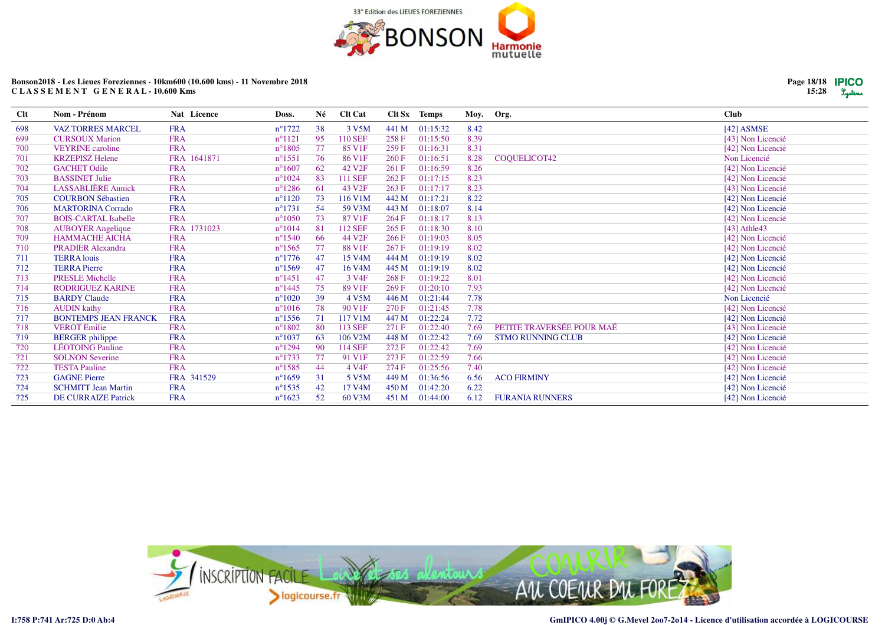33° Edition des LIEUES FOREZIENNES

# BONSON

Harmonie mutuelle

**Bonson2018 - Les Lieues Foreziennes - 10km600 (10.600 kms) - 11 Novembre 2018**
**C L A S S E M E N T G E N E R A L - 10.600 Kms**

| Clt | Nom - Prénom | Nat | Licence | Doss. | Né | Clt Cat | Clt Sx | Temps | Moy. | Org. | Club |
|---|---|---|---|---|---|---|---|---|---|---|---|
| 698 | VAZ TORRES MARCEL | FRA | | n°1722 | 38 | 3 V5M | 441 M | 01:15:32 | 8.42 | | [42] ASMSE |
| 699 | CURSOUX Marion | FRA | | n°1121 | 95 | 110 SEF | 258 F | 01:15:50 | 8.39 | | [43] Non Licencié |
| 700 | VEYRINE caroline | FRA | | n°1805 | 77 | 85 V1F | 259 F | 01:16:31 | 8.31 | | [42] Non Licencié |
| 701 | KRZEPISZ Helene | FRA | 1641871 | n°1551 | 76 | 86 V1F | 260 F | 01:16:51 | 8.28 | COQUELICOT42 | Non Licencié |
| 702 | GACHET Odile | FRA | | n°1607 | 62 | 42 V2F | 261 F | 01:16:59 | 8.26 | | [42] Non Licencié |
| 703 | BASSINET Julie | FRA | | n°1024 | 83 | 111 SEF | 262 F | 01:17:15 | 8.23 | | [42] Non Licencié |
| 704 | LASSABLIÈRE Annick | FRA | | n°1286 | 61 | 43 V2F | 263 F | 01:17:17 | 8.23 | | [43] Non Licencié |
| 705 | COURBON Sébastien | FRA | | n°1120 | 73 | 116 V1M | 442 M | 01:17:21 | 8.22 | | [42] Non Licencié |
| 706 | MARTORINA Corrado | FRA | | n°1731 | 54 | 59 V3M | 443 M | 01:18:07 | 8.14 | | [42] Non Licencié |
| 707 | BOIS-CARTAL Isabelle | FRA | | n°1050 | 73 | 87 V1F | 264 F | 01:18:17 | 8.13 | | [42] Non Licencié |
| 708 | AUBOYER Angelique | FRA | 1731023 | n°1014 | 81 | 112 SEF | 265 F | 01:18:30 | 8.10 | | [43] Athle43 |
| 709 | HAMMACHE AICHA | FRA | | n°1540 | 66 | 44 V2F | 266 F | 01:19:03 | 8.05 | | [42] Non Licencié |
| 710 | PRADIER Alexandra | FRA | | n°1565 | 77 | 88 V1F | 267 F | 01:19:19 | 8.02 | | [42] Non Licencié |
| 711 | TERRA louis | FRA | | n°1776 | 47 | 15 V4M | 444 M | 01:19:19 | 8.02 | | [42] Non Licencié |
| 712 | TERRA Pierre | FRA | | n°1569 | 47 | 16 V4M | 445 M | 01:19:19 | 8.02 | | [42] Non Licencié |
| 713 | PRESLE Michelle | FRA | | n°1451 | 47 | 3 V4F | 268 F | 01:19:22 | 8.01 | | [42] Non Licencié |
| 714 | RODRIGUEZ KARINE | FRA | | n°1445 | 75 | 89 V1F | 269 F | 01:20:10 | 7.93 | | [42] Non Licencié |
| 715 | BARDY Claude | FRA | | n°1020 | 39 | 4 V5M | 446 M | 01:21:44 | 7.78 | | Non Licencié |
| 716 | AUDIN kathy | FRA | | n°1016 | 78 | 90 V1F | 270 F | 01:21:45 | 7.78 | | [42] Non Licencié |
| 717 | BONTEMPS JEAN FRANCK | FRA | | n°1556 | 71 | 117 V1M | 447 M | 01:22:24 | 7.72 | | [42] Non Licencié |
| 718 | VEROT Emilie | FRA | | n°1802 | 80 | 113 SEF | 271 F | 01:22:40 | 7.69 | PETITE TRAVERSÉE POUR MAÉ | [43] Non Licencié |
| 719 | BERGER philippe | FRA | | n°1037 | 63 | 106 V2M | 448 M | 01:22:42 | 7.69 | STMO RUNNING CLUB | [42] Non Licencié |
| 720 | LÉOTOING Pauline | FRA | | n°1294 | 90 | 114 SEF | 272 F | 01:22:42 | 7.69 | | [42] Non Licencié |
| 721 | SOLNON Severine | FRA | | n°1733 | 77 | 91 V1F | 273 F | 01:22:59 | 7.66 | | [42] Non Licencié |
| 722 | TESTA Pauline | FRA | | n°1585 | 44 | 4 V4F | 274 F | 01:25:56 | 7.40 | | [42] Non Licencié |
| 723 | GAGNE Pierre | FRA | 341529 | n°1659 | 31 | 5 V5M | 449 M | 01:36:56 | 6.56 | ACO FIRMINY | [42] Non Licencié |
| 724 | SCHMITT Jean Martin | FRA | | n°1535 | 42 | 17 V4M | 450 M | 01:42:20 | 6.22 | | [42] Non Licencié |
| 725 | DE CURRAIZE Patrick | FRA | | n°1623 | 52 | 60 V3M | 451 M | 01:44:00 | 6.12 | FURANIA RUNNERS | [42] Non Licencié |

INSCRIPTION FACILE Loire et ses alentours logicourse.fr COURIR AU COEUR DU FOREZ

I:758 P:741 Ar:725 D:0 Ab:4

GmIPICO 4.00j © G.Mevel 2oo7-2o14 - Licence d'utilisation accordée à LOGICOURSE